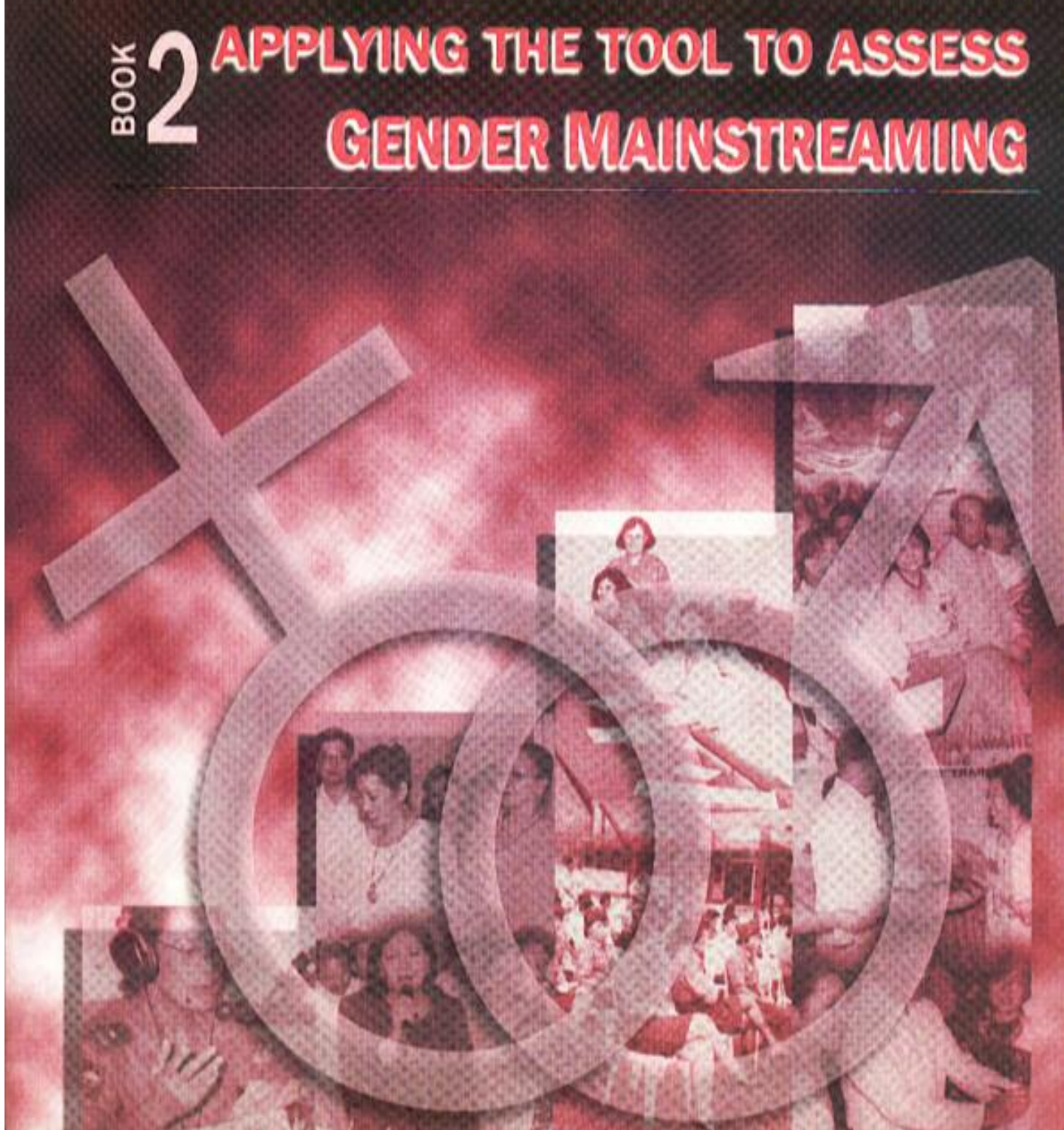BOOK 2

# APPLYING THE TOOL TO ASSESS GENDER MAINSTREAMING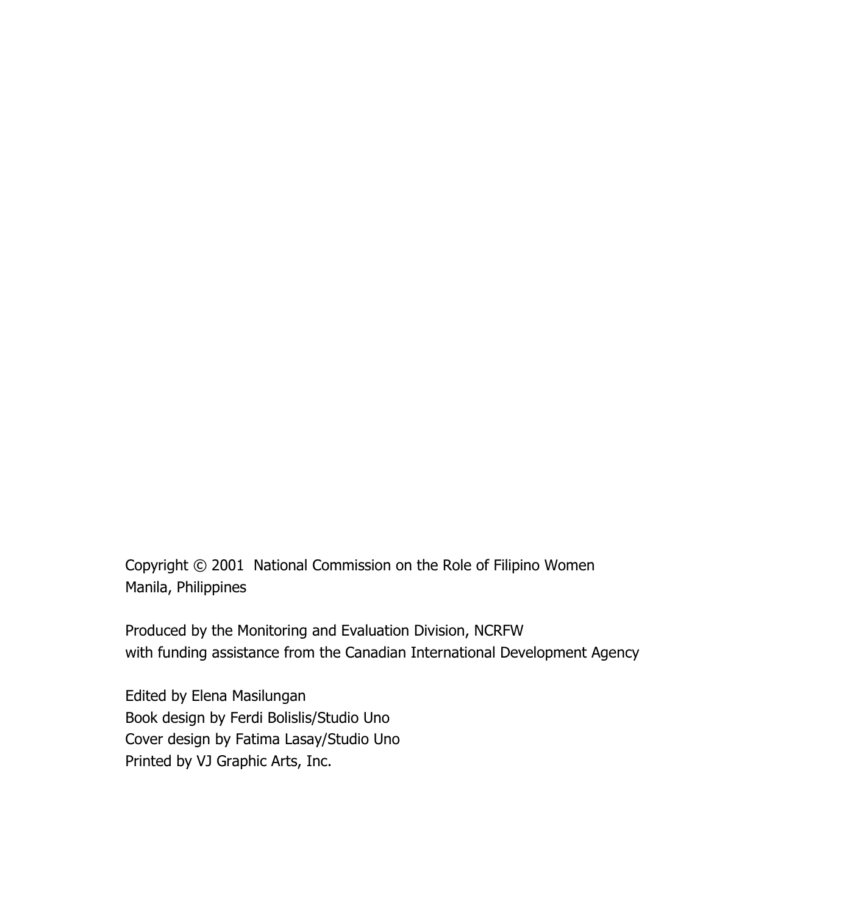Copyright © 2001  National Commission on the Role of Filipino Women
Manila, Philippines

Produced by the Monitoring and Evaluation Division, NCRFW
with funding assistance from the Canadian International Development Agency

Edited by Elena Masilungan
Book design by Ferdi Bolislis/Studio Uno
Cover design by Fatima Lasay/Studio Uno
Printed by VJ Graphic Arts, Inc.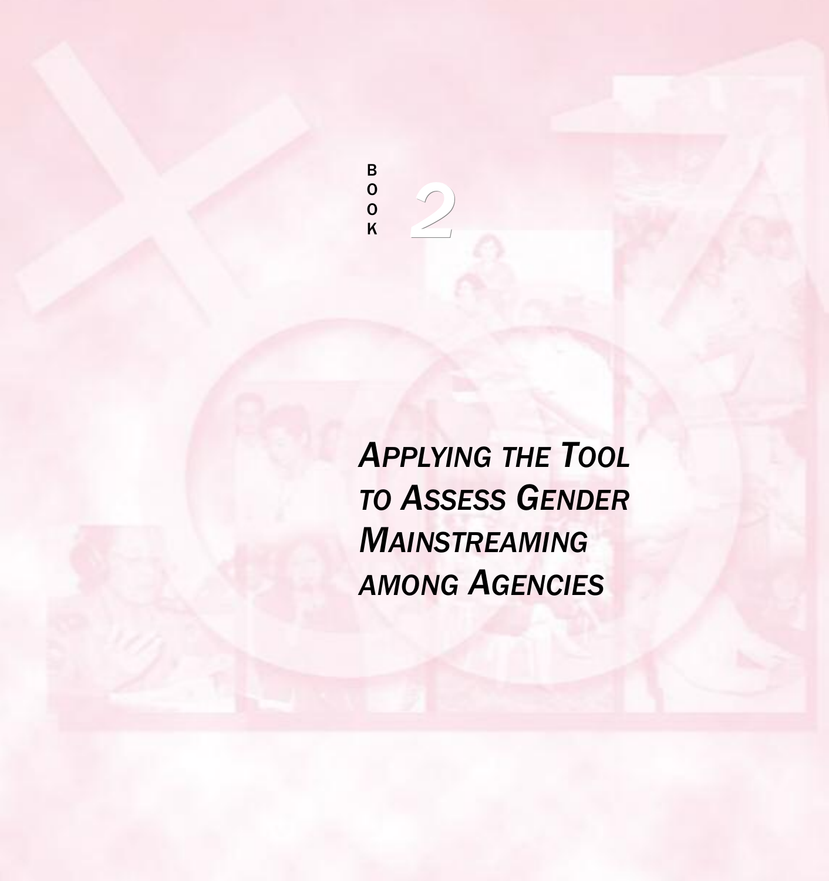# BOOK 2

## *Applying the Tool to Assess Gender Mainstreaming among Agencies*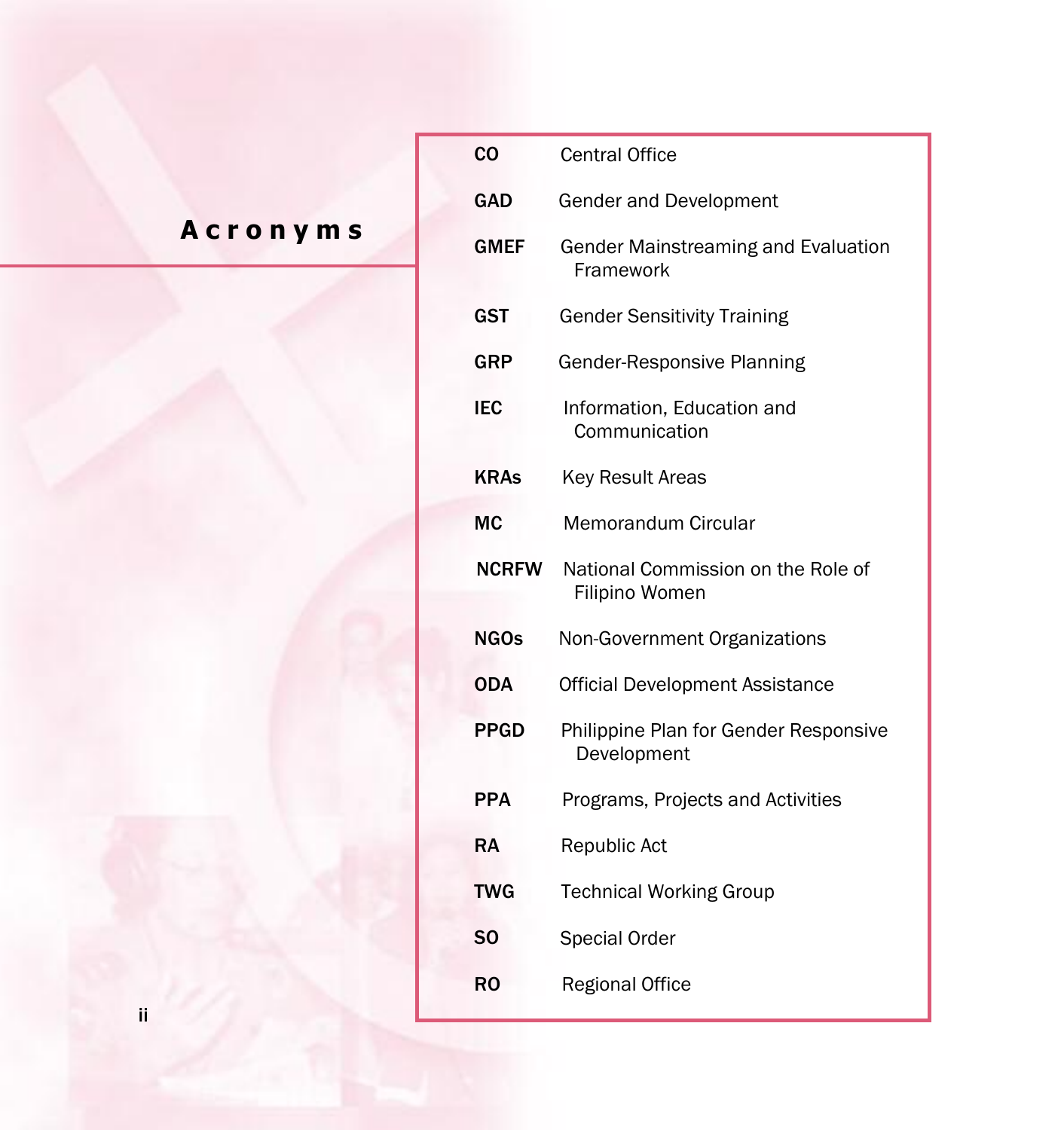# Acronyms

| | |
|---|---|
| **CO** | Central Office |
| **GAD** | Gender and Development |
| **GMEF** | Gender Mainstreaming and Evaluation Framework |
| **GST** | Gender Sensitivity Training |
| **GRP** | Gender-Responsive Planning |
| **IEC** | Information, Education and Communication |
| **KRAs** | Key Result Areas |
| **MC** | Memorandum Circular |
| **NCRFW** | National Commission on the Role of Filipino Women |
| **NGOs** | Non-Government Organizations |
| **ODA** | Official Development Assistance |
| **PPGD** | Philippine Plan for Gender Responsive Development |
| **PPA** | Programs, Projects and Activities |
| **RA** | Republic Act |
| **TWG** | Technical Working Group |
| **SO** | Special Order |
| **RO** | Regional Office |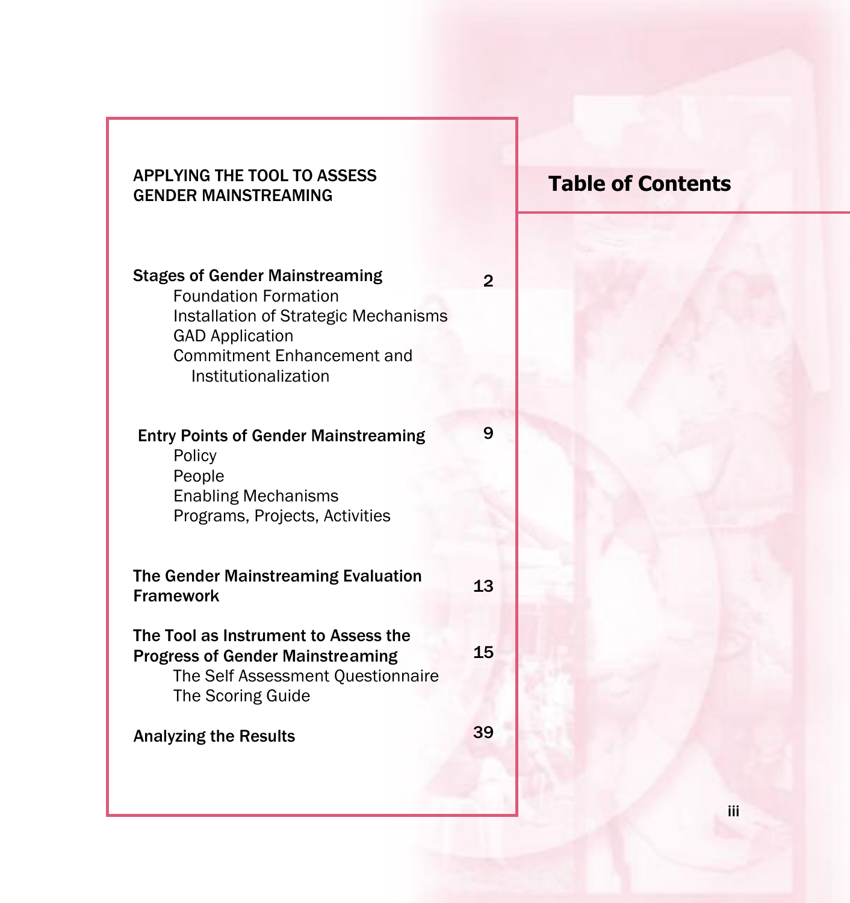# Table of Contents

## APPLYING THE TOOL TO ASSESS GENDER MAINSTREAMING

| | |
|---|---|
| **Stages of Gender Mainstreaming** | 2 |
| Foundation Formation | |
| Installation of Strategic Mechanisms | |
| GAD Application | |
| Commitment Enhancement and Institutionalization | |
| **Entry Points of Gender Mainstreaming** | 9 |
| Policy | |
| People | |
| Enabling Mechanisms | |
| Programs, Projects, Activities | |
| **The Gender Mainstreaming Evaluation Framework** | 13 |
| **The Tool as Instrument to Assess the Progress of Gender Mainstreaming** | 15 |
| The Self Assessment Questionnaire | |
| The Scoring Guide | |
| **Analyzing the Results** | 39 |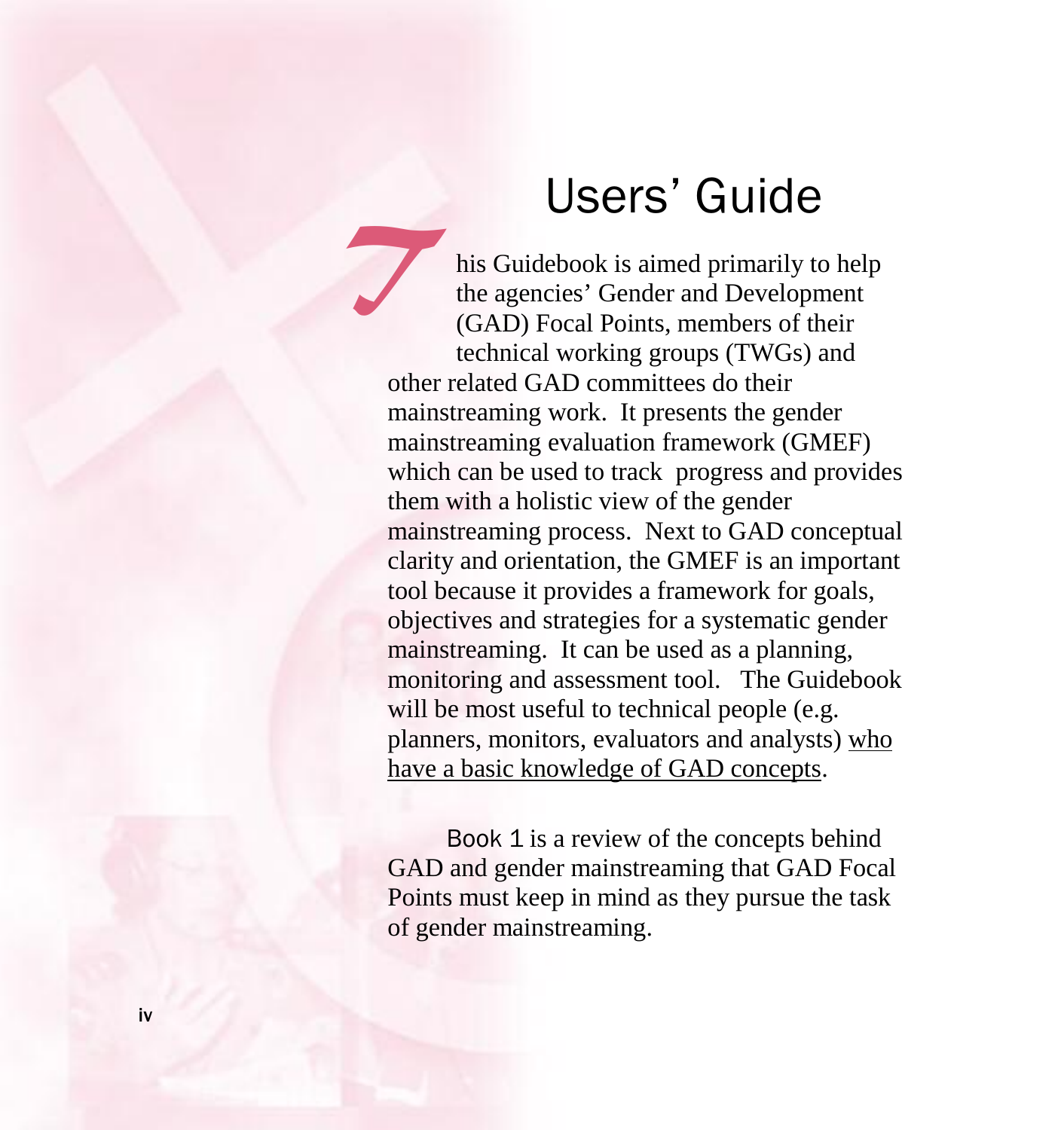# Users' Guide

This Guidebook is aimed primarily to help the agencies' Gender and Development (GAD) Focal Points, members of their technical working groups (TWGs) and other related GAD committees do their mainstreaming work. It presents the gender mainstreaming evaluation framework (GMEF) which can be used to track progress and provides them with a holistic view of the gender mainstreaming process. Next to GAD conceptual clarity and orientation, the GMEF is an important tool because it provides a framework for goals, objectives and strategies for a systematic gender mainstreaming. It can be used as a planning, monitoring and assessment tool. The Guidebook will be most useful to technical people (e.g. planners, monitors, evaluators and analysts) <u>who have a basic knowledge of GAD concepts</u>.

Book 1 is a review of the concepts behind GAD and gender mainstreaming that GAD Focal Points must keep in mind as they pursue the task of gender mainstreaming.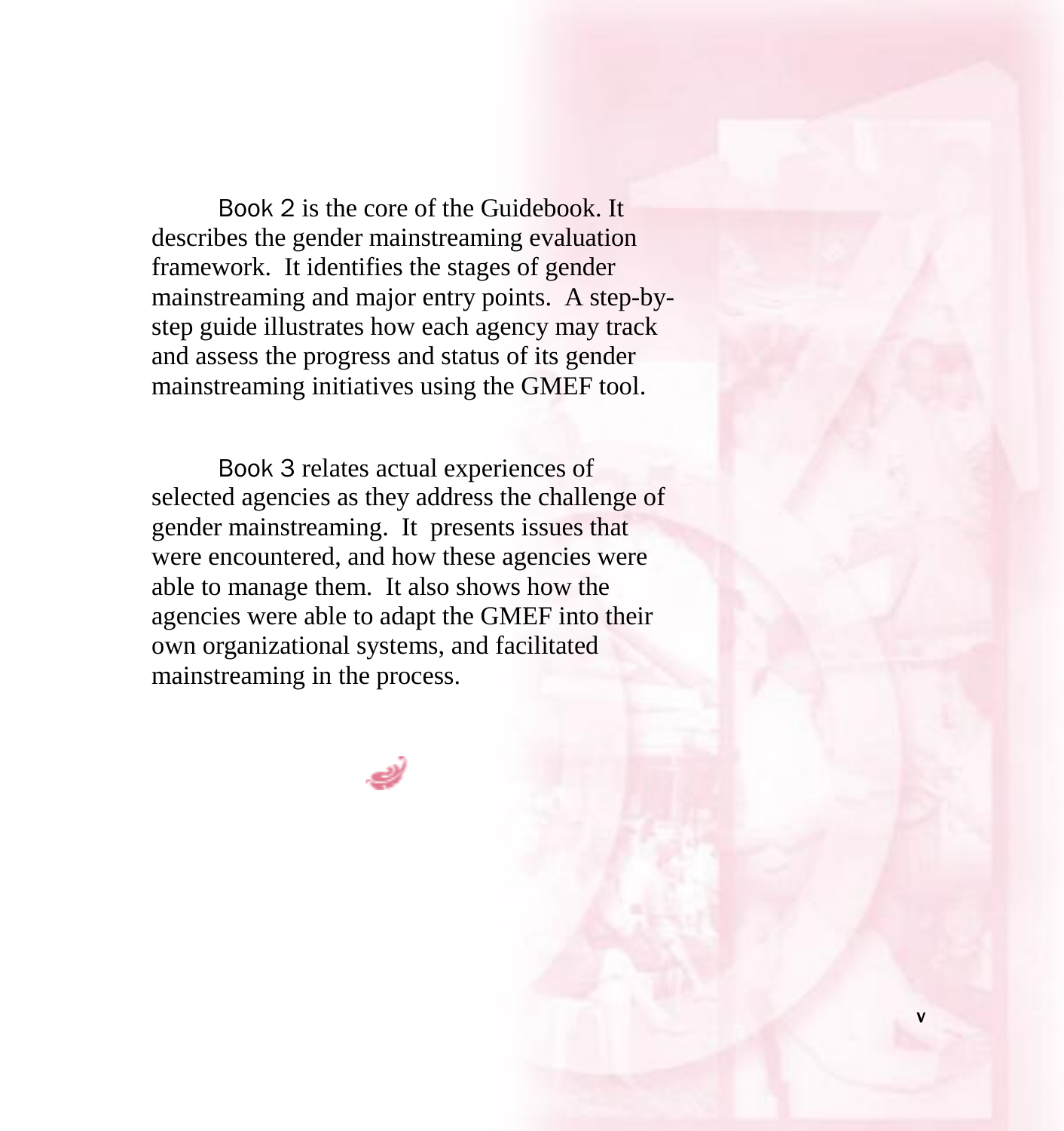Book 2 is the core of the Guidebook. It describes the gender mainstreaming evaluation framework. It identifies the stages of gender mainstreaming and major entry points. A step-by-step guide illustrates how each agency may track and assess the progress and status of its gender mainstreaming initiatives using the GMEF tool.

Book 3 relates actual experiences of selected agencies as they address the challenge of gender mainstreaming. It presents issues that were encountered, and how these agencies were able to manage them. It also shows how the agencies were able to adapt the GMEF into their own organizational systems, and facilitated mainstreaming in the process.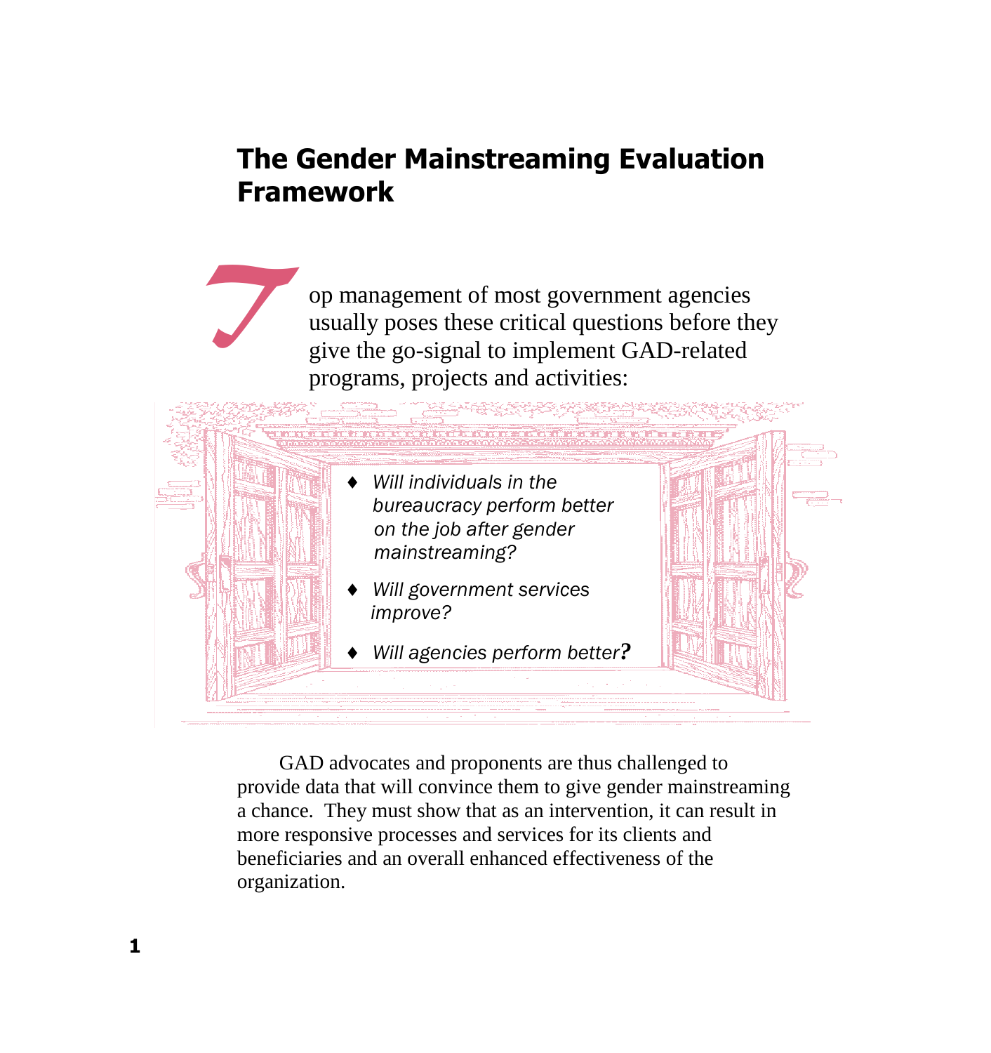# The Gender Mainstreaming Evaluation Framework

Top management of most government agencies usually poses these critical questions before they give the go-signal to implement GAD-related programs, projects and activities:

- *Will individuals in the bureaucracy perform better on the job after gender mainstreaming?*
- *Will government services improve?*
- *Will agencies perform better?*

GAD advocates and proponents are thus challenged to provide data that will convince them to give gender mainstreaming a chance. They must show that as an intervention, it can result in more responsive processes and services for its clients and beneficiaries and an overall enhanced effectiveness of the organization.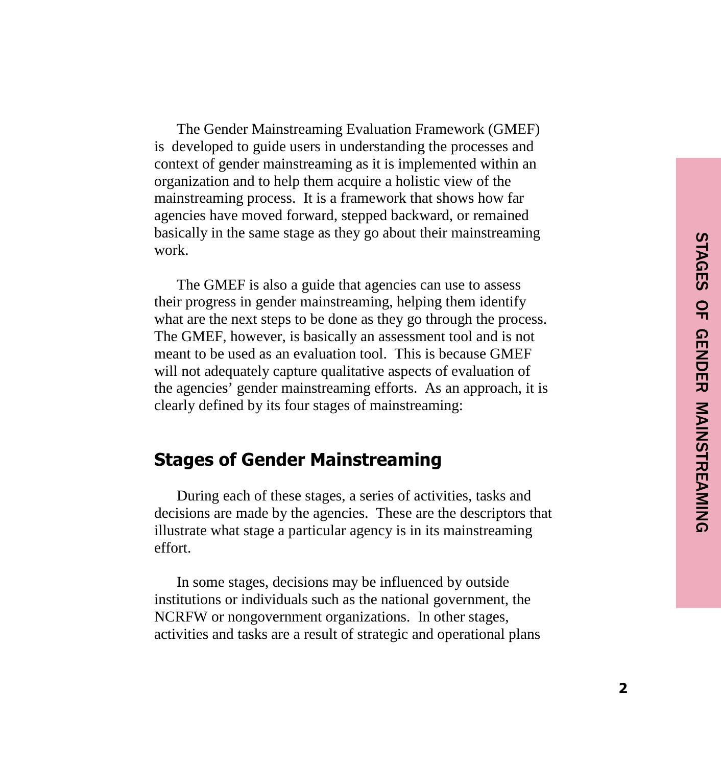The Gender Mainstreaming Evaluation Framework (GMEF) is developed to guide users in understanding the processes and context of gender mainstreaming as it is implemented within an organization and to help them acquire a holistic view of the mainstreaming process. It is a framework that shows how far agencies have moved forward, stepped backward, or remained basically in the same stage as they go about their mainstreaming work.

The GMEF is also a guide that agencies can use to assess their progress in gender mainstreaming, helping them identify what are the next steps to be done as they go through the process. The GMEF, however, is basically an assessment tool and is not meant to be used as an evaluation tool. This is because GMEF will not adequately capture qualitative aspects of evaluation of the agencies' gender mainstreaming efforts. As an approach, it is clearly defined by its four stages of mainstreaming:

## Stages of Gender Mainstreaming

During each of these stages, a series of activities, tasks and decisions are made by the agencies. These are the descriptors that illustrate what stage a particular agency is in its mainstreaming effort.

In some stages, decisions may be influenced by outside institutions or individuals such as the national government, the NCRFW or nongovernment organizations. In other stages, activities and tasks are a result of strategic and operational plans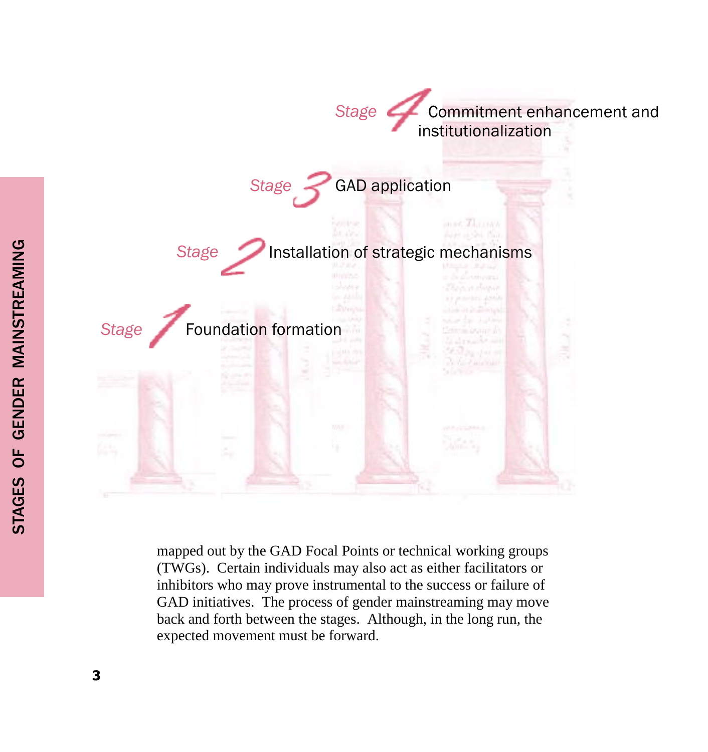Stage 4 Commitment enhancement and institutionalization

Stage 3 GAD application

Stage 2 Installation of strategic mechanisms

Stage 1 Foundation formation

mapped out by the GAD Focal Points or technical working groups (TWGs). Certain individuals may also act as either facilitators or inhibitors who may prove instrumental to the success or failure of GAD initiatives. The process of gender mainstreaming may move back and forth between the stages. Although, in the long run, the expected movement must be forward.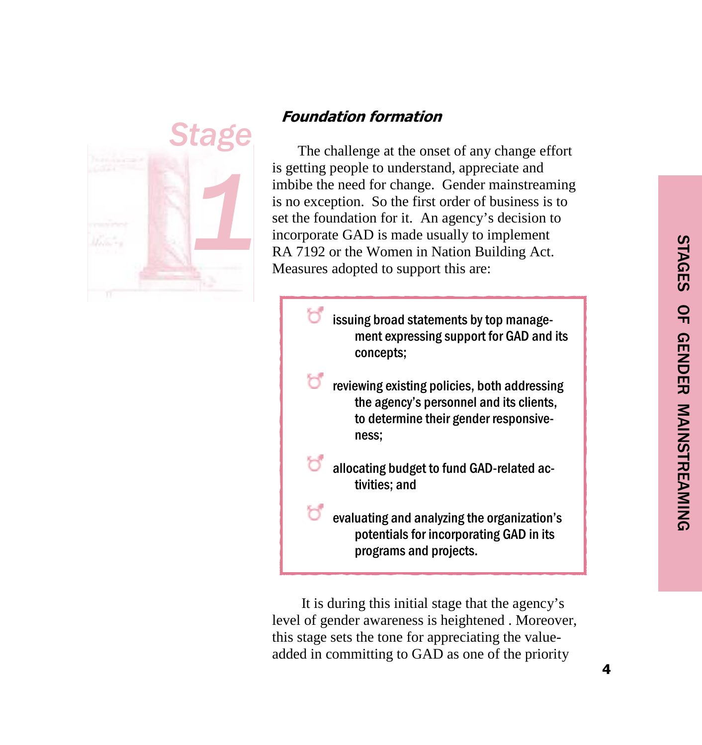# Stage 1

## *Foundation formation*

The challenge at the onset of any change effort is getting people to understand, appreciate and imbibe the need for change. Gender mainstreaming is no exception. So the first order of business is to set the foundation for it. An agency's decision to incorporate GAD is made usually to implement RA 7192 or the Women in Nation Building Act. Measures adopted to support this are:

- issuing broad statements by top management expressing support for GAD and its concepts;
- reviewing existing policies, both addressing the agency's personnel and its clients, to determine their gender responsiveness;
- allocating budget to fund GAD-related activities; and
- evaluating and analyzing the organization's potentials for incorporating GAD in its programs and projects.

It is during this initial stage that the agency's level of gender awareness is heightened . Moreover, this stage sets the tone for appreciating the value-added in committing to GAD as one of the priority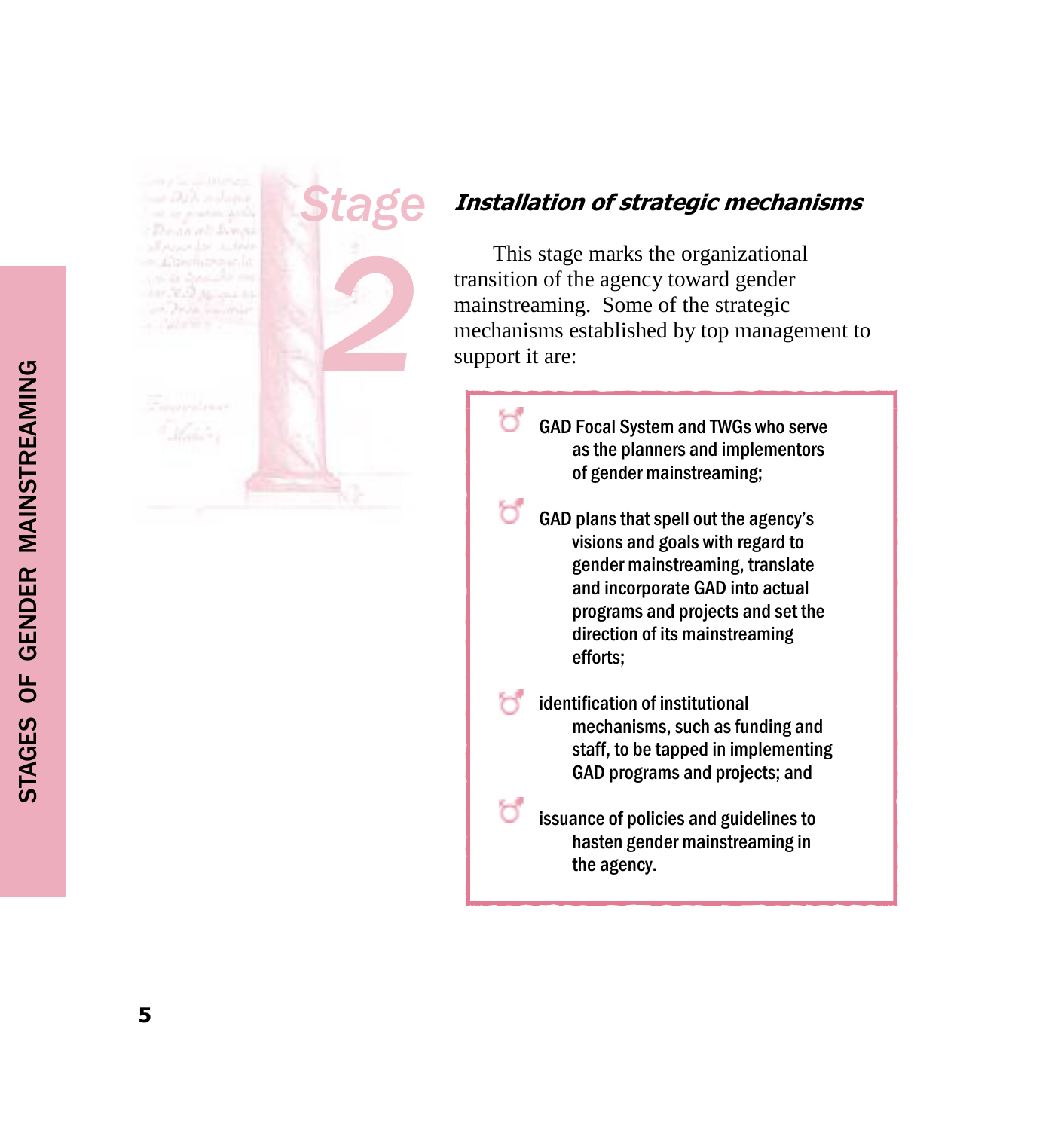# Stage 2

## *Installation of strategic mechanisms*

This stage marks the organizational transition of the agency toward gender mainstreaming. Some of the strategic mechanisms established by top management to support it are:

- GAD Focal System and TWGs who serve as the planners and implementors of gender mainstreaming;
- GAD plans that spell out the agency's visions and goals with regard to gender mainstreaming, translate and incorporate GAD into actual programs and projects and set the direction of its mainstreaming efforts;
- identification of institutional mechanisms, such as funding and staff, to be tapped in implementing GAD programs and projects; and
- issuance of policies and guidelines to hasten gender mainstreaming in the agency.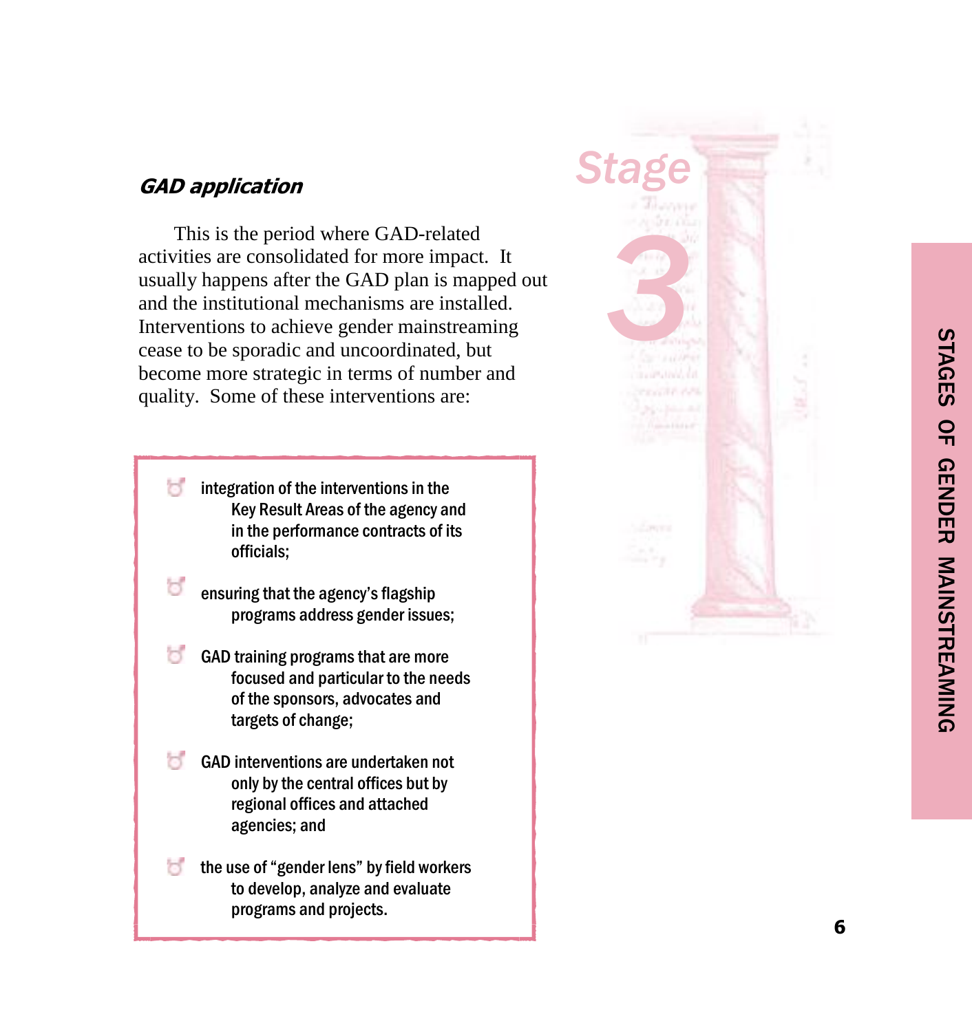Stage 3

### *GAD application*

This is the period where GAD-related activities are consolidated for more impact. It usually happens after the GAD plan is mapped out and the institutional mechanisms are installed. Interventions to achieve gender mainstreaming cease to be sporadic and uncoordinated, but become more strategic in terms of number and quality. Some of these interventions are:

- integration of the interventions in the Key Result Areas of the agency and in the performance contracts of its officials;
- ensuring that the agency's flagship programs address gender issues;
- GAD training programs that are more focused and particular to the needs of the sponsors, advocates and targets of change;
- GAD interventions are undertaken not only by the central offices but by regional offices and attached agencies; and
- the use of "gender lens" by field workers to develop, analyze and evaluate programs and projects.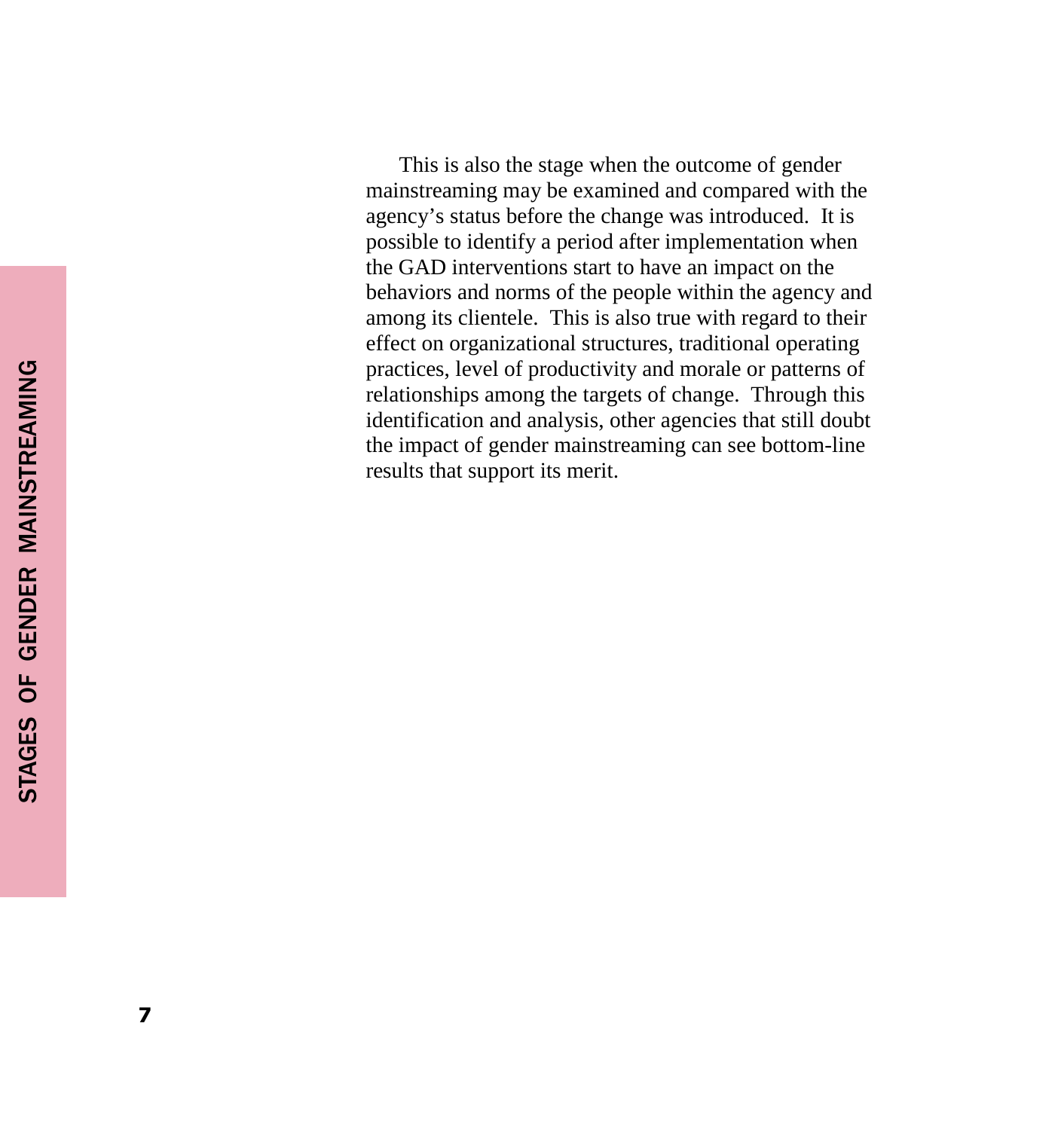This is also the stage when the outcome of gender mainstreaming may be examined and compared with the agency's status before the change was introduced. It is possible to identify a period after implementation when the GAD interventions start to have an impact on the behaviors and norms of the people within the agency and among its clientele. This is also true with regard to their effect on organizational structures, traditional operating practices, level of productivity and morale or patterns of relationships among the targets of change. Through this identification and analysis, other agencies that still doubt the impact of gender mainstreaming can see bottom-line results that support its merit.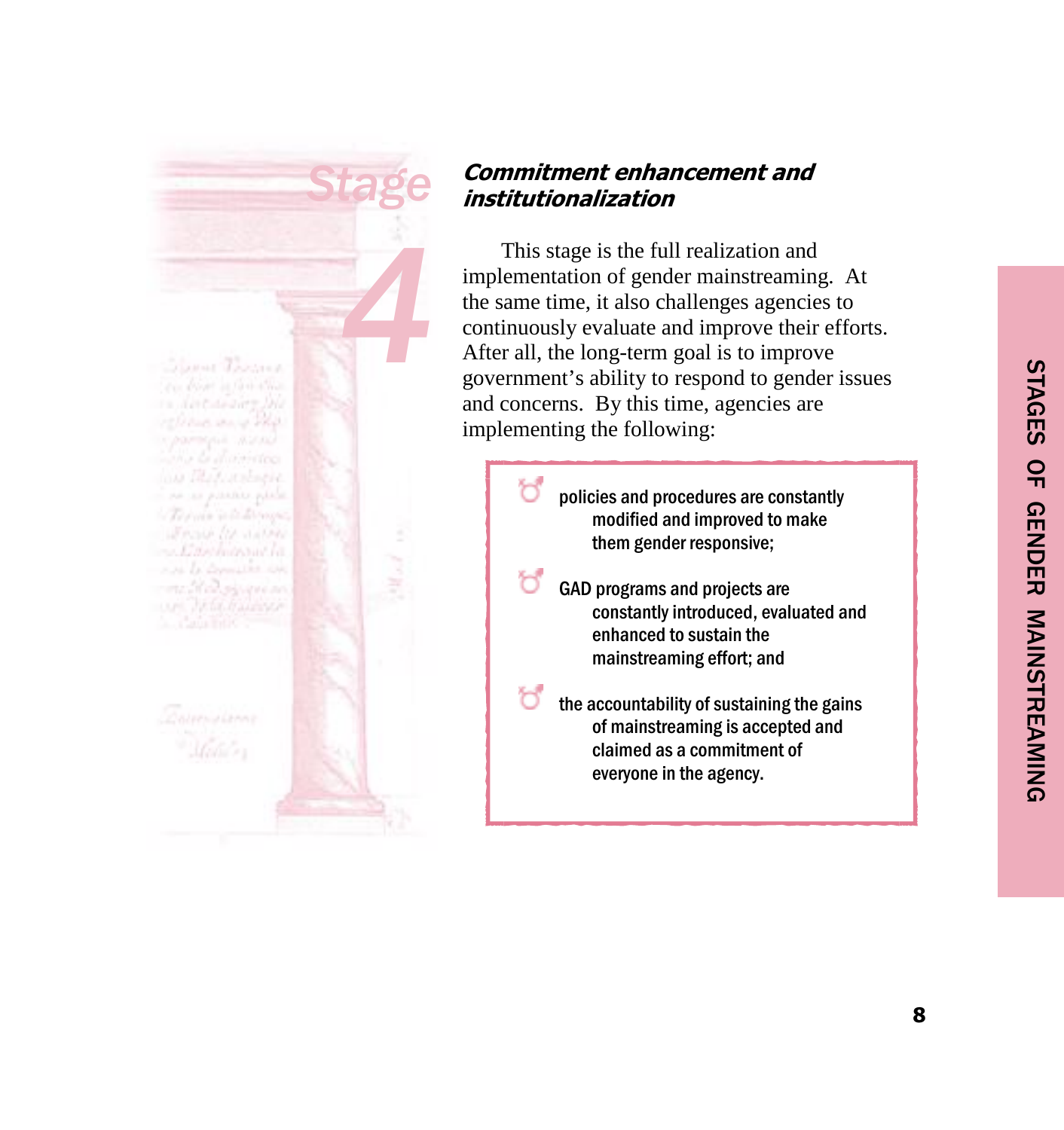# Stage 4

## *Commitment enhancement and institutionalization*

This stage is the full realization and implementation of gender mainstreaming. At the same time, it also challenges agencies to continuously evaluate and improve their efforts. After all, the long-term goal is to improve government's ability to respond to gender issues and concerns. By this time, agencies are implementing the following:

- policies and procedures are constantly modified and improved to make them gender responsive;
- GAD programs and projects are constantly introduced, evaluated and enhanced to sustain the mainstreaming effort; and
- the accountability of sustaining the gains of mainstreaming is accepted and claimed as a commitment of everyone in the agency.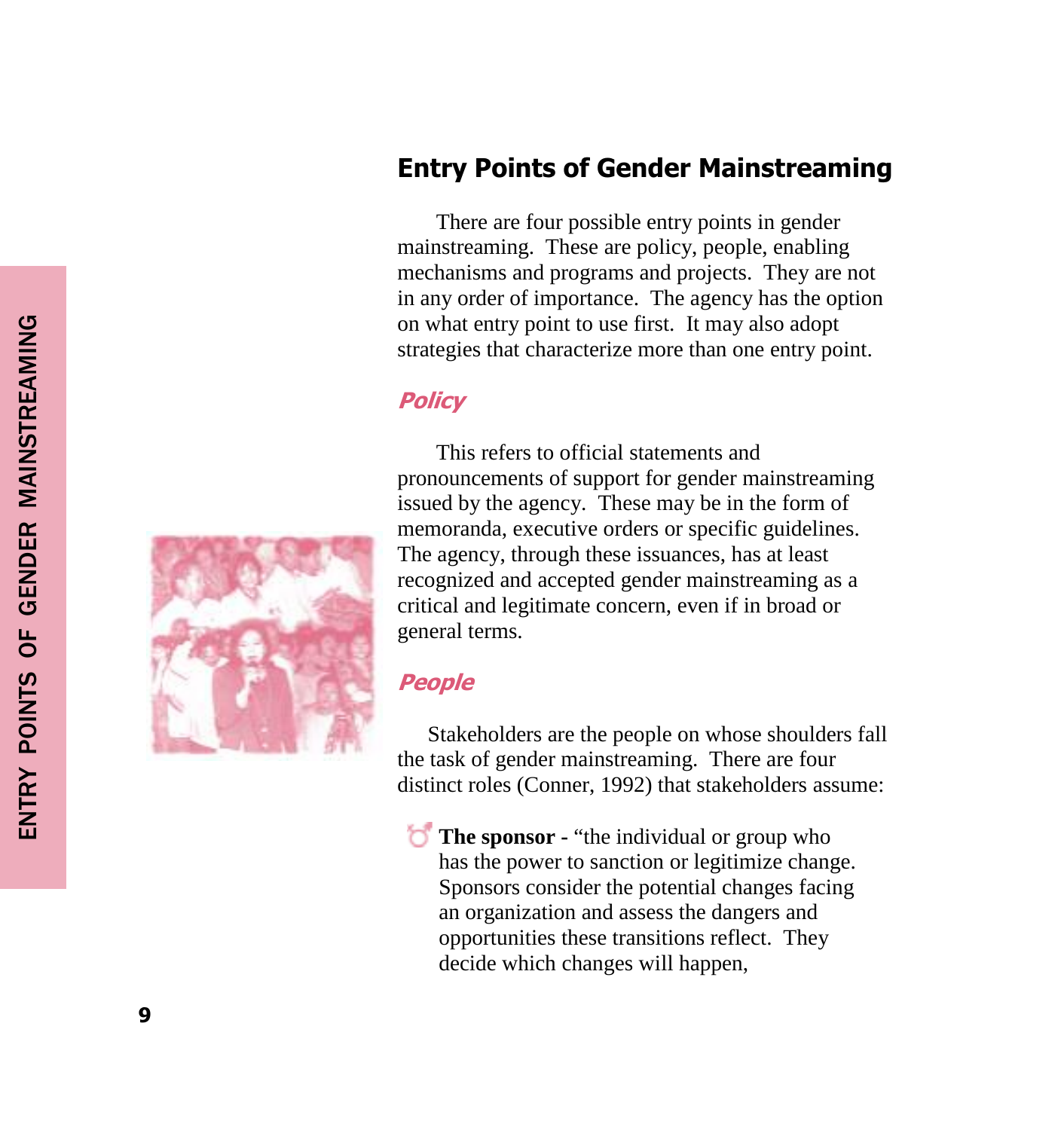## Entry Points of Gender Mainstreaming

There are four possible entry points in gender mainstreaming. These are policy, people, enabling mechanisms and programs and projects. They are not in any order of importance. The agency has the option on what entry point to use first. It may also adopt strategies that characterize more than one entry point.

### *Policy*

This refers to official statements and pronouncements of support for gender mainstreaming issued by the agency. These may be in the form of memoranda, executive orders or specific guidelines. The agency, through these issuances, has at least recognized and accepted gender mainstreaming as a critical and legitimate concern, even if in broad or general terms.

### *People*

Stakeholders are the people on whose shoulders fall the task of gender mainstreaming. There are four distinct roles (Conner, 1992) that stakeholders assume:

- **The sponsor -** "the individual or group who has the power to sanction or legitimize change. Sponsors consider the potential changes facing an organization and assess the dangers and opportunities these transitions reflect. They decide which changes will happen,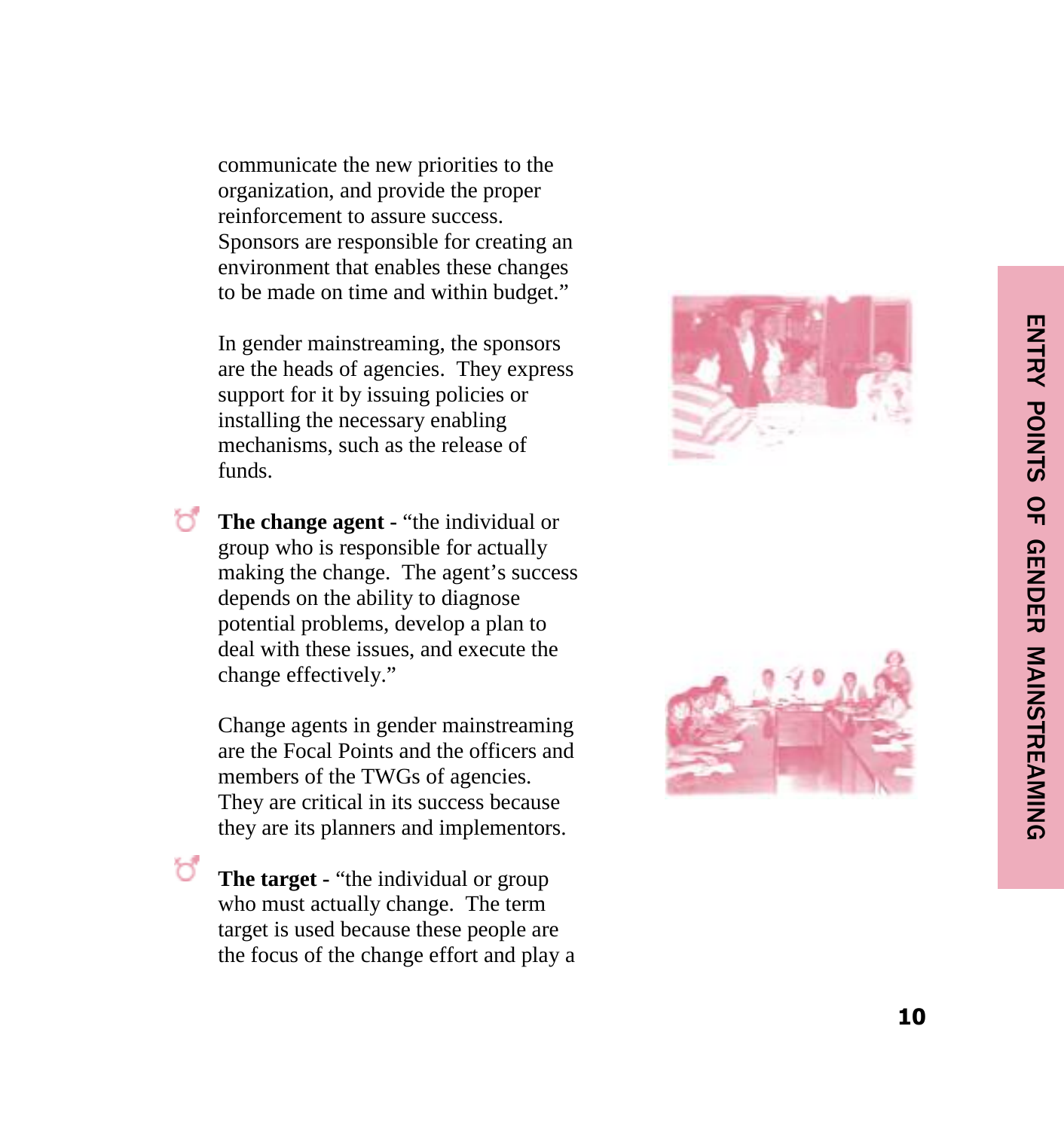communicate the new priorities to the organization, and provide the proper reinforcement to assure success. Sponsors are responsible for creating an environment that enables these changes to be made on time and within budget."

In gender mainstreaming, the sponsors are the heads of agencies. They express support for it by issuing policies or installing the necessary enabling mechanisms, such as the release of funds.

- **The change agent -** "the individual or group who is responsible for actually making the change. The agent's success depends on the ability to diagnose potential problems, develop a plan to deal with these issues, and execute the change effectively."

  Change agents in gender mainstreaming are the Focal Points and the officers and members of the TWGs of agencies. They are critical in its success because they are its planners and implementors.

- **The target -** "the individual or group who must actually change. The term target is used because these people are the focus of the change effort and play a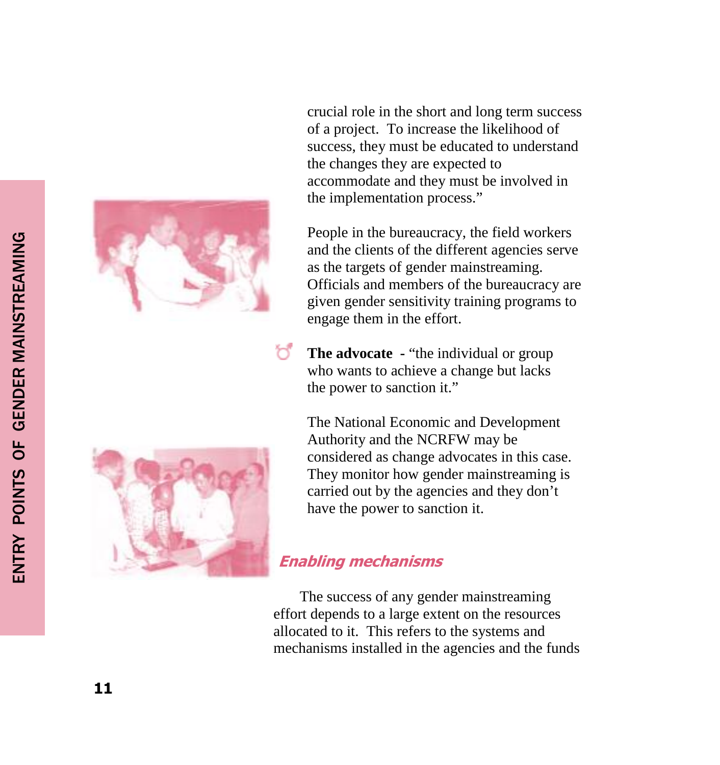crucial role in the short and long term success of a project. To increase the likelihood of success, they must be educated to understand the changes they are expected to accommodate and they must be involved in the implementation process."

People in the bureaucracy, the field workers and the clients of the different agencies serve as the targets of gender mainstreaming. Officials and members of the bureaucracy are given gender sensitivity training programs to engage them in the effort.

- **The advocate** - "the individual or group who wants to achieve a change but lacks the power to sanction it."

The National Economic and Development Authority and the NCRFW may be considered as change advocates in this case. They monitor how gender mainstreaming is carried out by the agencies and they don't have the power to sanction it.

## *Enabling mechanisms*

The success of any gender mainstreaming effort depends to a large extent on the resources allocated to it. This refers to the systems and mechanisms installed in the agencies and the funds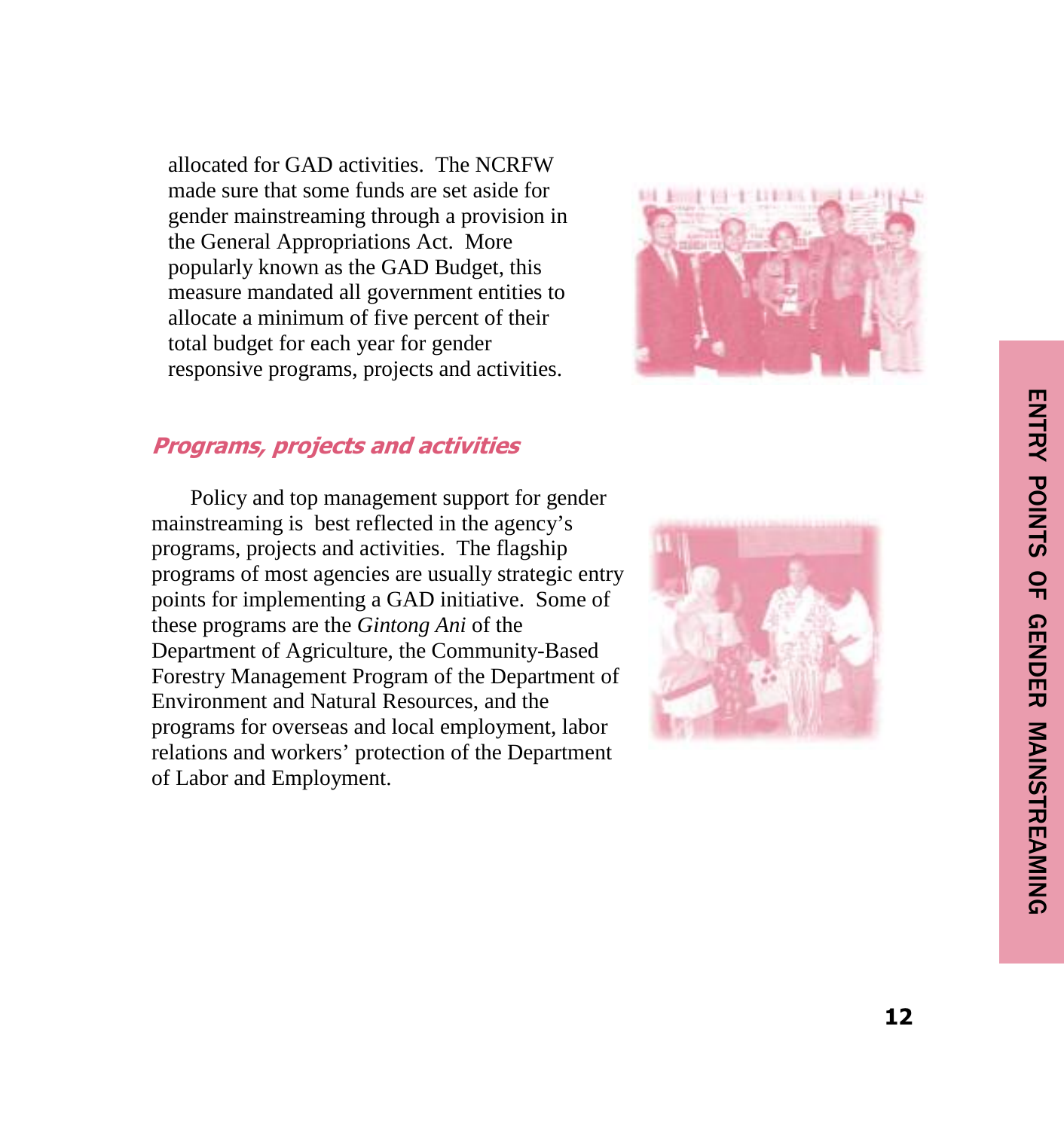allocated for GAD activities. The NCRFW made sure that some funds are set aside for gender mainstreaming through a provision in the General Appropriations Act. More popularly known as the GAD Budget, this measure mandated all government entities to allocate a minimum of five percent of their total budget for each year for gender responsive programs, projects and activities.

### Programs, projects and activities

Policy and top management support for gender mainstreaming is best reflected in the agency's programs, projects and activities. The flagship programs of most agencies are usually strategic entry points for implementing a GAD initiative. Some of these programs are the *Gintong Ani* of the Department of Agriculture, the Community-Based Forestry Management Program of the Department of Environment and Natural Resources, and the programs for overseas and local employment, labor relations and workers' protection of the Department of Labor and Employment.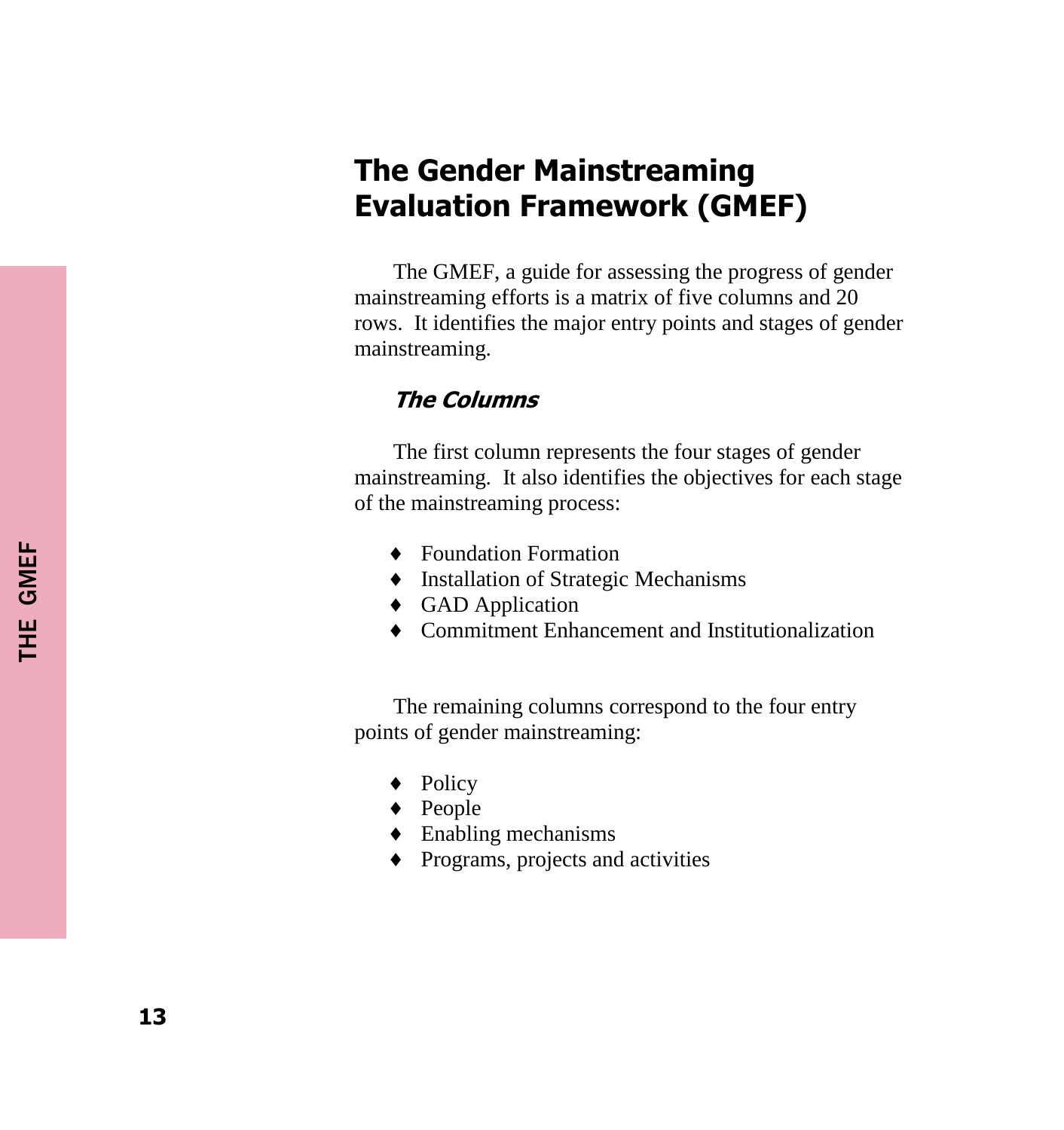# The Gender Mainstreaming Evaluation Framework (GMEF)

The GMEF, a guide for assessing the progress of gender mainstreaming efforts is a matrix of five columns and 20 rows. It identifies the major entry points and stages of gender mainstreaming.

### *The Columns*

The first column represents the four stages of gender mainstreaming. It also identifies the objectives for each stage of the mainstreaming process:

- Foundation Formation
- Installation of Strategic Mechanisms
- GAD Application
- Commitment Enhancement and Institutionalization

The remaining columns correspond to the four entry points of gender mainstreaming:

- Policy
- People
- Enabling mechanisms
- Programs, projects and activities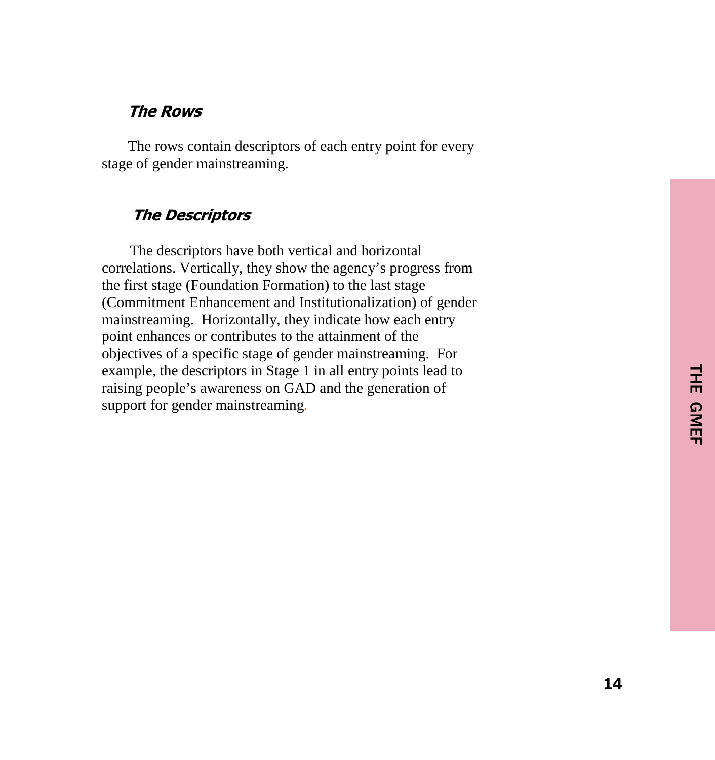### *The Rows*

The rows contain descriptors of each entry point for every stage of gender mainstreaming.

### *The Descriptors*

The descriptors have both vertical and horizontal correlations. Vertically, they show the agency's progress from the first stage (Foundation Formation) to the last stage (Commitment Enhancement and Institutionalization) of gender mainstreaming. Horizontally, they indicate how each entry point enhances or contributes to the attainment of the objectives of a specific stage of gender mainstreaming. For example, the descriptors in Stage 1 in all entry points lead to raising people's awareness on GAD and the generation of support for gender mainstreaming.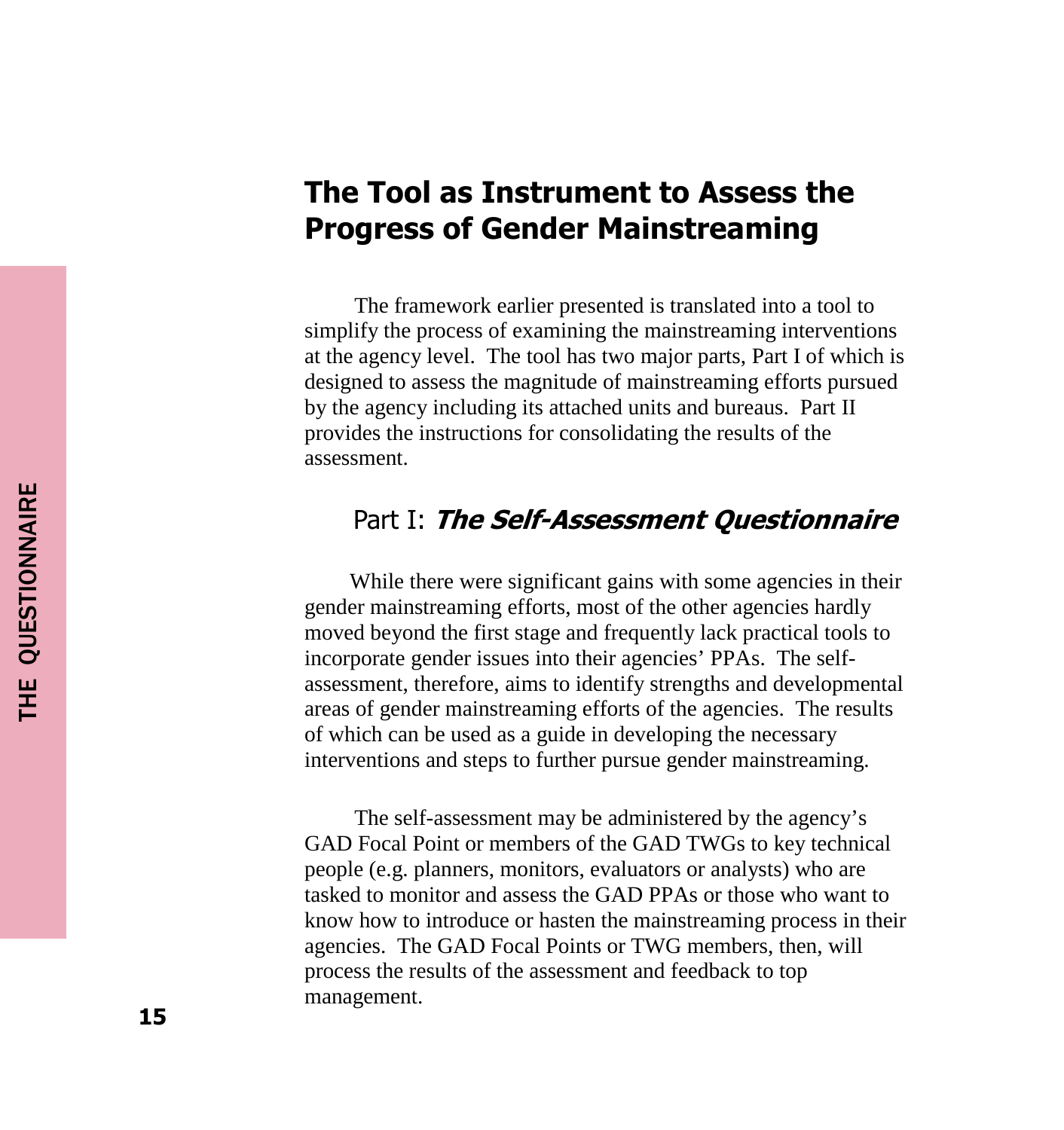# The Tool as Instrument to Assess the Progress of Gender Mainstreaming

The framework earlier presented is translated into a tool to simplify the process of examining the mainstreaming interventions at the agency level. The tool has two major parts, Part I of which is designed to assess the magnitude of mainstreaming efforts pursued by the agency including its attached units and bureaus. Part II provides the instructions for consolidating the results of the assessment.

## Part I: ***The Self-Assessment Questionnaire***

While there were significant gains with some agencies in their gender mainstreaming efforts, most of the other agencies hardly moved beyond the first stage and frequently lack practical tools to incorporate gender issues into their agencies' PPAs. The self-assessment, therefore, aims to identify strengths and developmental areas of gender mainstreaming efforts of the agencies. The results of which can be used as a guide in developing the necessary interventions and steps to further pursue gender mainstreaming.

The self-assessment may be administered by the agency's GAD Focal Point or members of the GAD TWGs to key technical people (e.g. planners, monitors, evaluators or analysts) who are tasked to monitor and assess the GAD PPAs or those who want to know how to introduce or hasten the mainstreaming process in their agencies. The GAD Focal Points or TWG members, then, will process the results of the assessment and feedback to top management.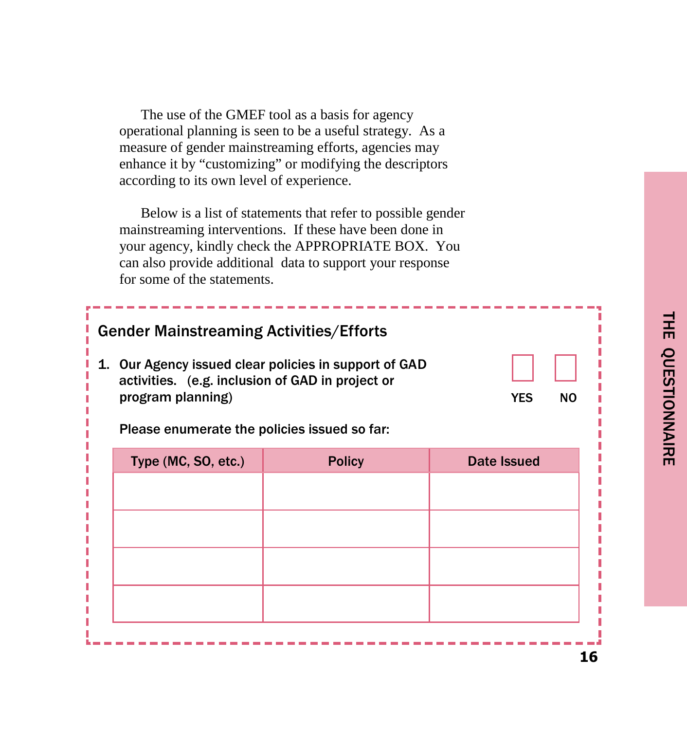The use of the GMEF tool as a basis for agency operational planning is seen to be a useful strategy. As a measure of gender mainstreaming efforts, agencies may enhance it by "customizing" or modifying the descriptors according to its own level of experience.

Below is a list of statements that refer to possible gender mainstreaming interventions. If these have been done in your agency, kindly check the APPROPRIATE BOX. You can also provide additional data to support your response for some of the statements.

## Gender Mainstreaming Activities/Efforts

**1. Our Agency issued clear policies in support of GAD activities. (e.g. inclusion of GAD in project or program planning)**

☐ **YES** ☐ **NO**

**Please enumerate the policies issued so far:**

| Type (MC, SO, etc.) | Policy | Date Issued |
|---|---|---|
| | | |
| | | |
| | | |
| | | |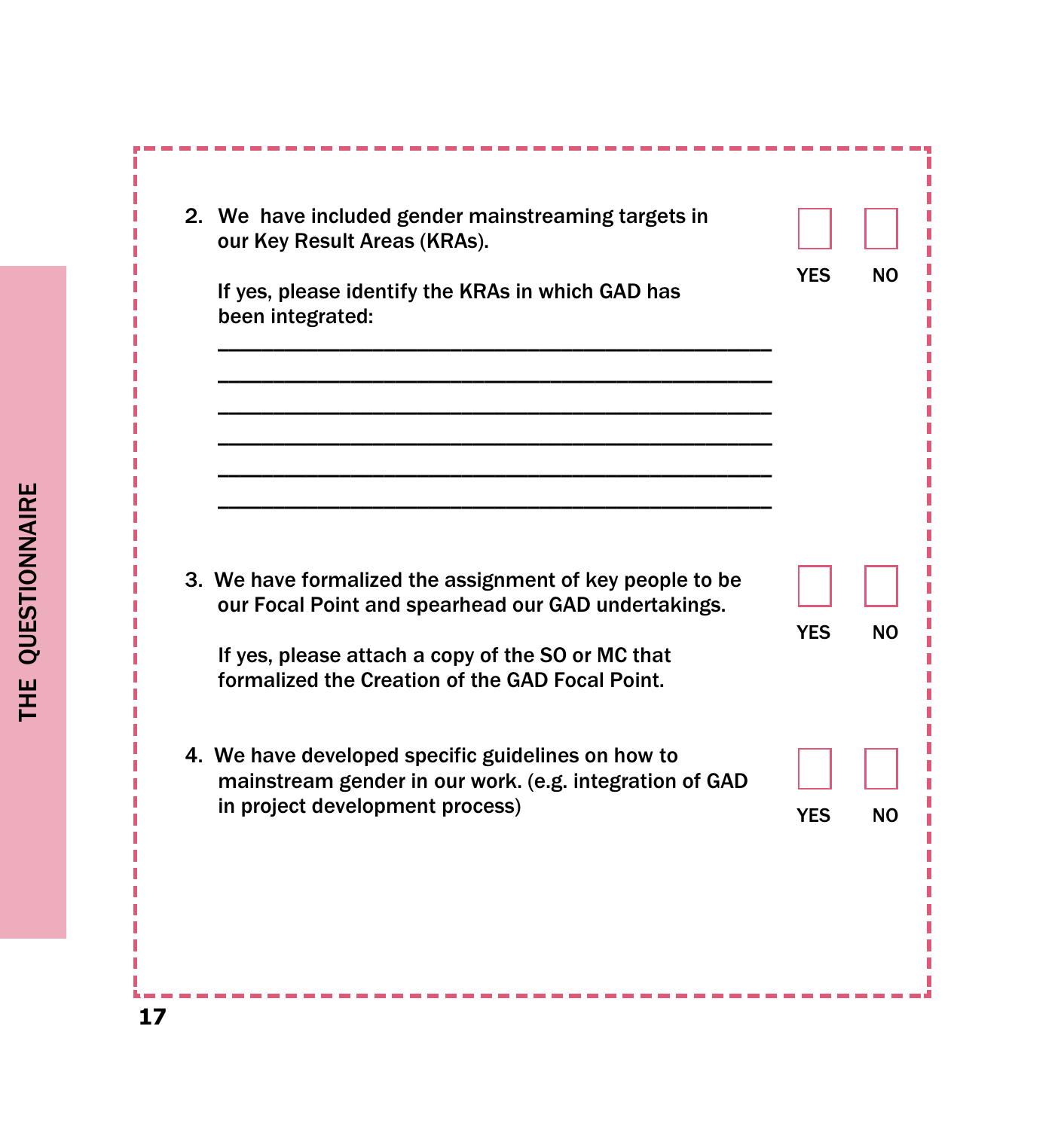2. We have included gender mainstreaming targets in our Key Result Areas (KRAs).

   YES ☐ NO ☐

   If yes, please identify the KRAs in which GAD has been integrated:

   ______________________________________________

   ______________________________________________

   ______________________________________________

   ______________________________________________

   ______________________________________________

   ______________________________________________

3. We have formalized the assignment of key people to be our Focal Point and spearhead our GAD undertakings.

   YES ☐ NO ☐

   If yes, please attach a copy of the SO or MC that formalized the Creation of the GAD Focal Point.

4. We have developed specific guidelines on how to mainstream gender in our work. (e.g. integration of GAD in project development process)

   YES ☐ NO ☐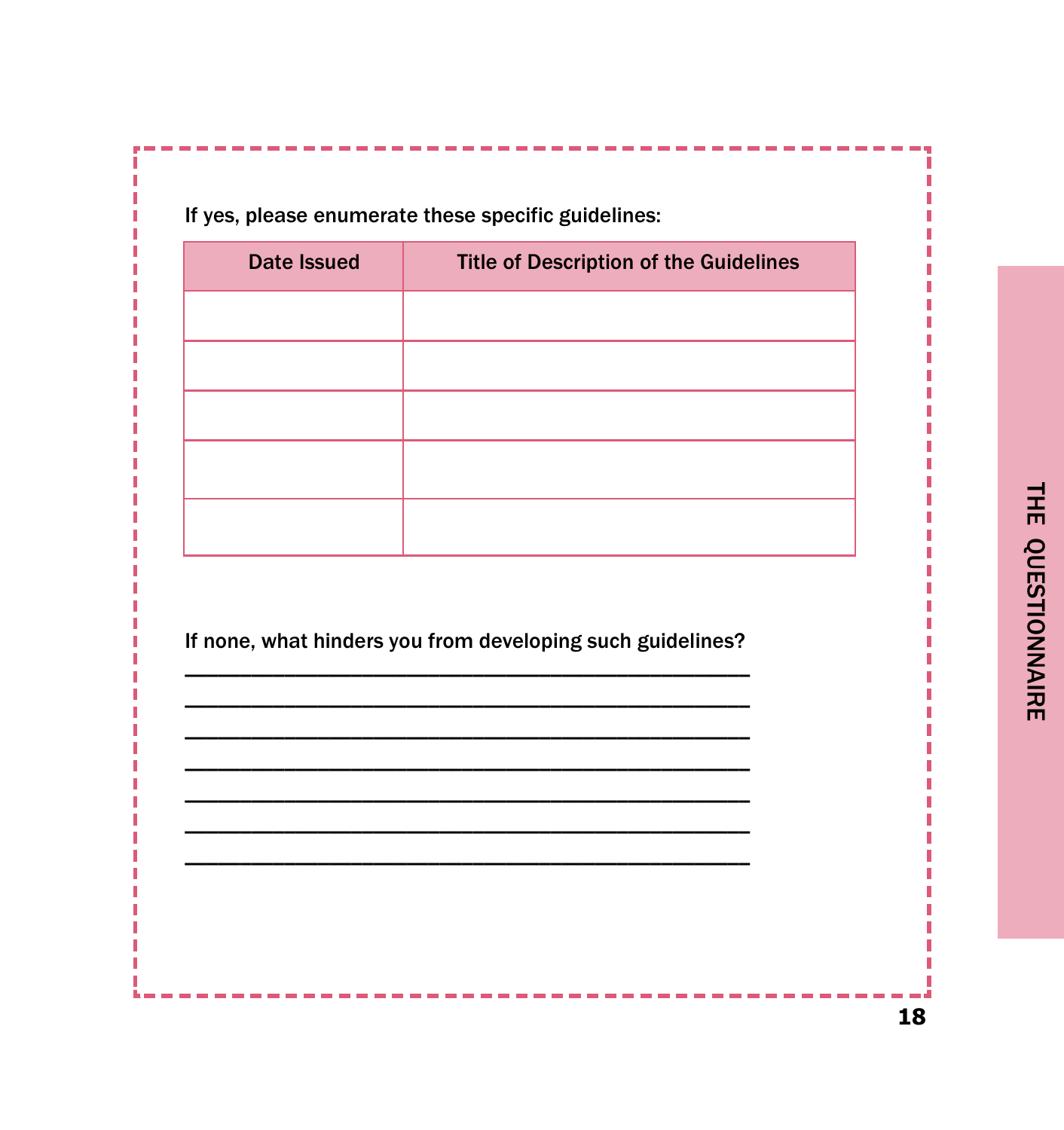If yes, please enumerate these specific guidelines:

| Date Issued | Title of Description of the Guidelines |
|---|---|
| | |
| | |
| | |
| | |
| | |

If none, what hinders you from developing such guidelines?

______________________________________________

______________________________________________

______________________________________________

______________________________________________

______________________________________________

______________________________________________

______________________________________________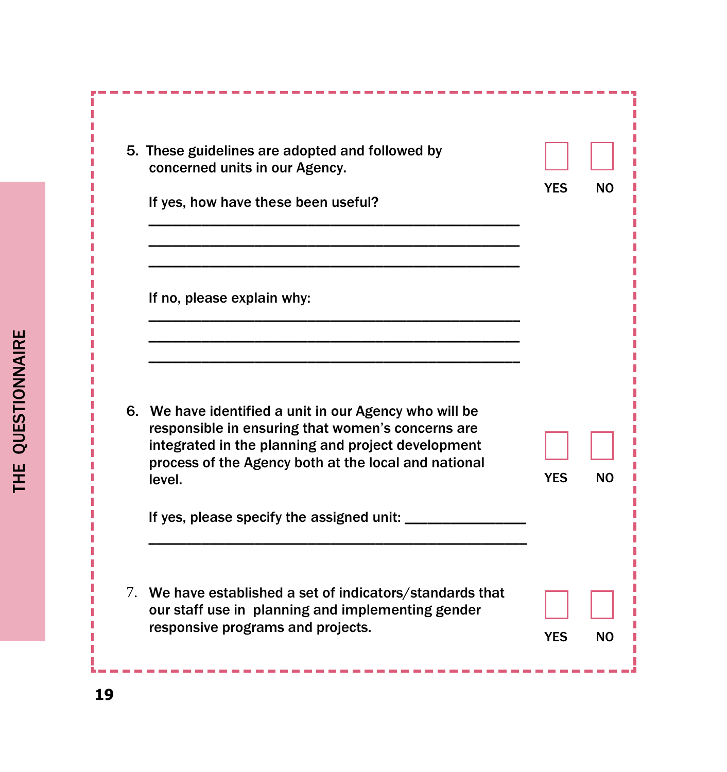5. These guidelines are adopted and followed by concerned units in our Agency.

   YES ☐ NO ☐

   If yes, how have these been useful?

   ______________________________________________
   ______________________________________________
   ______________________________________________

   If no, please explain why:

   ______________________________________________
   ______________________________________________
   ______________________________________________

6. We have identified a unit in our Agency who will be responsible in ensuring that women's concerns are integrated in the planning and project development process of the Agency both at the local and national level.

   YES ☐ NO ☐

   If yes, please specify the assigned unit: _______________
   ______________________________________________

7. We have established a set of indicators/standards that our staff use in planning and implementing gender responsive programs and projects.

   YES ☐ NO ☐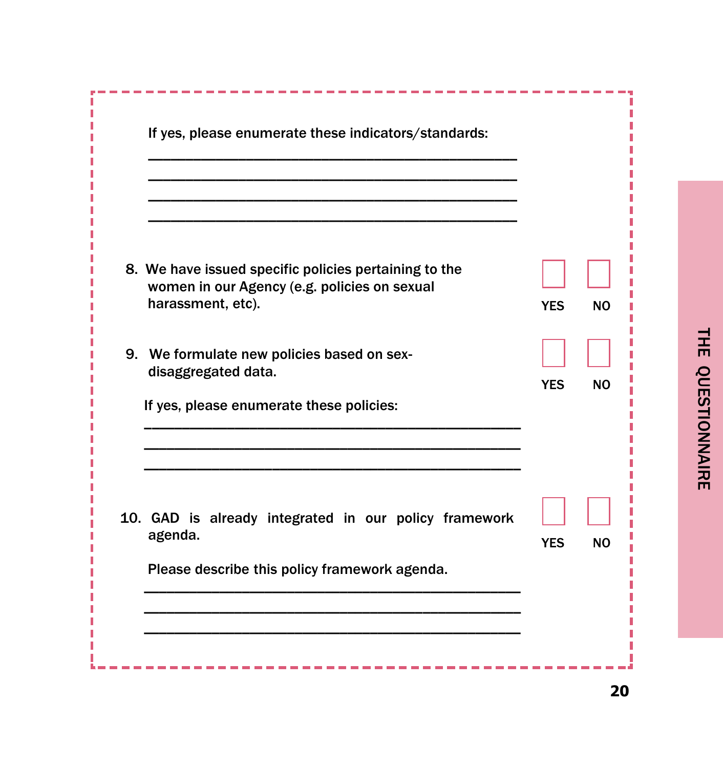If yes, please enumerate these indicators/standards:

\_\_\_\_\_\_\_\_\_\_\_\_\_\_\_\_\_\_\_\_\_\_\_\_\_\_\_\_\_\_\_\_\_\_\_\_\_\_\_\_\_\_\_\_

\_\_\_\_\_\_\_\_\_\_\_\_\_\_\_\_\_\_\_\_\_\_\_\_\_\_\_\_\_\_\_\_\_\_\_\_\_\_\_\_\_\_\_\_

\_\_\_\_\_\_\_\_\_\_\_\_\_\_\_\_\_\_\_\_\_\_\_\_\_\_\_\_\_\_\_\_\_\_\_\_\_\_\_\_\_\_\_\_

\_\_\_\_\_\_\_\_\_\_\_\_\_\_\_\_\_\_\_\_\_\_\_\_\_\_\_\_\_\_\_\_\_\_\_\_\_\_\_\_\_\_\_\_

8. We have issued specific policies pertaining to the women in our Agency (e.g. policies on sexual harassment, etc). ☐ YES ☐ NO

9. We formulate new policies based on sex-disaggregated data. ☐ YES ☐ NO

   If yes, please enumerate these policies:

   \_\_\_\_\_\_\_\_\_\_\_\_\_\_\_\_\_\_\_\_\_\_\_\_\_\_\_\_\_\_\_\_\_\_\_\_\_\_\_\_\_\_\_\_

   \_\_\_\_\_\_\_\_\_\_\_\_\_\_\_\_\_\_\_\_\_\_\_\_\_\_\_\_\_\_\_\_\_\_\_\_\_\_\_\_\_\_\_\_

   \_\_\_\_\_\_\_\_\_\_\_\_\_\_\_\_\_\_\_\_\_\_\_\_\_\_\_\_\_\_\_\_\_\_\_\_\_\_\_\_\_\_\_\_

10. GAD is already integrated in our policy framework agenda. ☐ YES ☐ NO

    Please describe this policy framework agenda.

    \_\_\_\_\_\_\_\_\_\_\_\_\_\_\_\_\_\_\_\_\_\_\_\_\_\_\_\_\_\_\_\_\_\_\_\_\_\_\_\_\_\_\_\_

    \_\_\_\_\_\_\_\_\_\_\_\_\_\_\_\_\_\_\_\_\_\_\_\_\_\_\_\_\_\_\_\_\_\_\_\_\_\_\_\_\_\_\_\_

    \_\_\_\_\_\_\_\_\_\_\_\_\_\_\_\_\_\_\_\_\_\_\_\_\_\_\_\_\_\_\_\_\_\_\_\_\_\_\_\_\_\_\_\_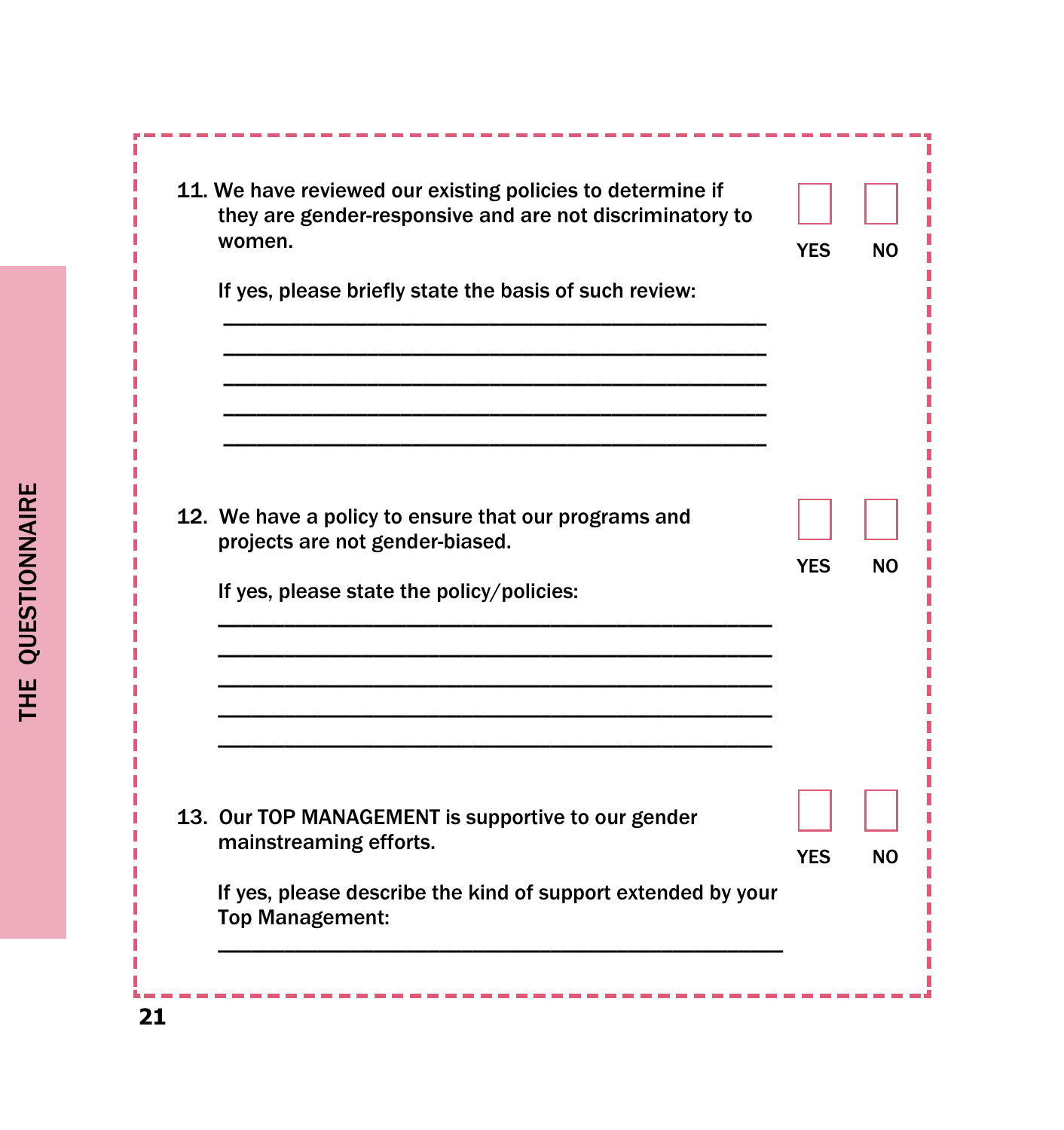11. We have reviewed our existing policies to determine if they are gender-responsive and are not discriminatory to women.

☐ YES ☐ NO

If yes, please briefly state the basis of such review:

\_\_\_\_\_\_\_\_\_\_\_\_\_\_\_\_\_\_\_\_\_\_\_\_\_\_\_\_\_\_\_\_\_\_\_\_\_\_\_\_\_\_\_\_

\_\_\_\_\_\_\_\_\_\_\_\_\_\_\_\_\_\_\_\_\_\_\_\_\_\_\_\_\_\_\_\_\_\_\_\_\_\_\_\_\_\_\_\_

\_\_\_\_\_\_\_\_\_\_\_\_\_\_\_\_\_\_\_\_\_\_\_\_\_\_\_\_\_\_\_\_\_\_\_\_\_\_\_\_\_\_\_\_

\_\_\_\_\_\_\_\_\_\_\_\_\_\_\_\_\_\_\_\_\_\_\_\_\_\_\_\_\_\_\_\_\_\_\_\_\_\_\_\_\_\_\_\_

\_\_\_\_\_\_\_\_\_\_\_\_\_\_\_\_\_\_\_\_\_\_\_\_\_\_\_\_\_\_\_\_\_\_\_\_\_\_\_\_\_\_\_\_

12. We have a policy to ensure that our programs and projects are not gender-biased.

☐ YES ☐ NO

If yes, please state the policy/policies:

\_\_\_\_\_\_\_\_\_\_\_\_\_\_\_\_\_\_\_\_\_\_\_\_\_\_\_\_\_\_\_\_\_\_\_\_\_\_\_\_\_\_\_\_

\_\_\_\_\_\_\_\_\_\_\_\_\_\_\_\_\_\_\_\_\_\_\_\_\_\_\_\_\_\_\_\_\_\_\_\_\_\_\_\_\_\_\_\_

\_\_\_\_\_\_\_\_\_\_\_\_\_\_\_\_\_\_\_\_\_\_\_\_\_\_\_\_\_\_\_\_\_\_\_\_\_\_\_\_\_\_\_\_

\_\_\_\_\_\_\_\_\_\_\_\_\_\_\_\_\_\_\_\_\_\_\_\_\_\_\_\_\_\_\_\_\_\_\_\_\_\_\_\_\_\_\_\_

\_\_\_\_\_\_\_\_\_\_\_\_\_\_\_\_\_\_\_\_\_\_\_\_\_\_\_\_\_\_\_\_\_\_\_\_\_\_\_\_\_\_\_\_

13. Our TOP MANAGEMENT is supportive to our gender mainstreaming efforts.

☐ YES ☐ NO

If yes, please describe the kind of support extended by your Top Management:

\_\_\_\_\_\_\_\_\_\_\_\_\_\_\_\_\_\_\_\_\_\_\_\_\_\_\_\_\_\_\_\_\_\_\_\_\_\_\_\_\_\_\_\_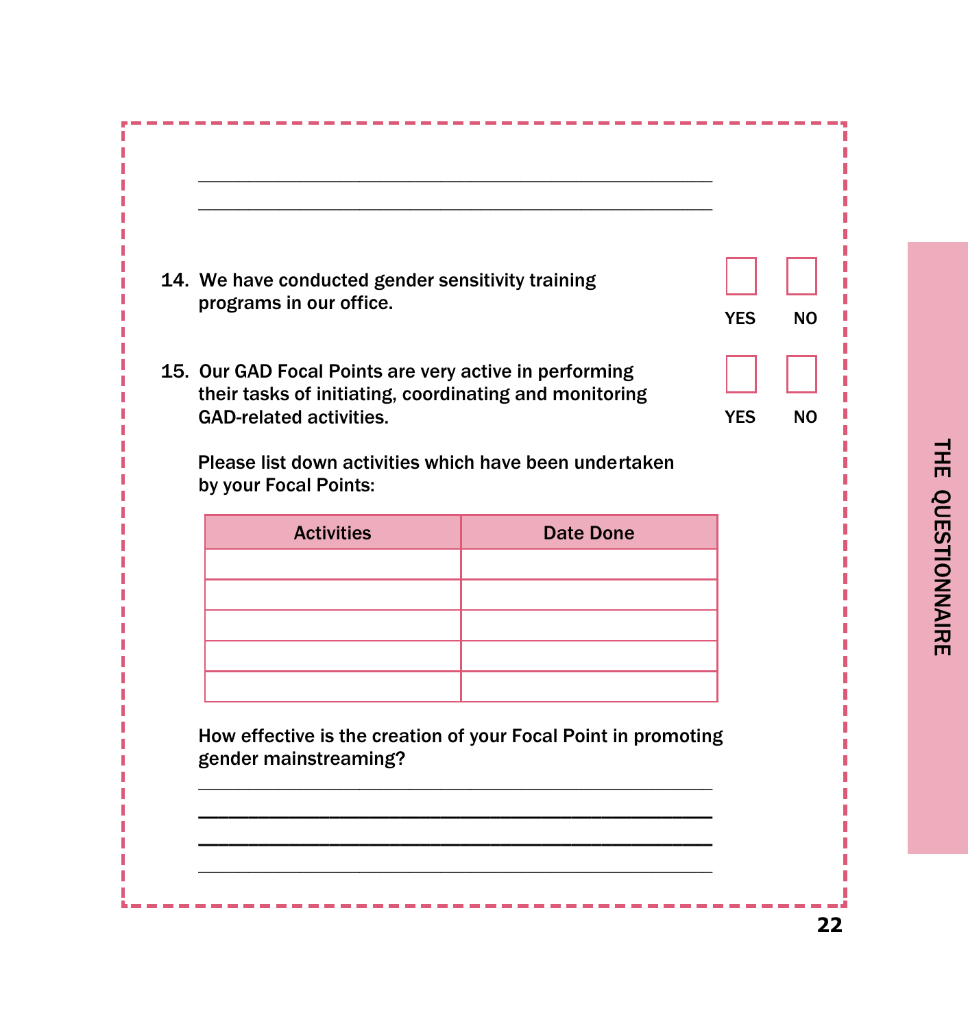\_\_\_\_\_\_\_\_\_\_\_\_\_\_\_\_\_\_\_\_\_\_\_\_\_\_\_\_\_\_\_\_\_\_\_\_\_\_\_\_\_\_\_\_\_\_\_\_\_\_

\_\_\_\_\_\_\_\_\_\_\_\_\_\_\_\_\_\_\_\_\_\_\_\_\_\_\_\_\_\_\_\_\_\_\_\_\_\_\_\_\_\_\_\_\_\_\_\_\_\_

14. We have conducted gender sensitivity training programs in our office.

☐ YES ☐ NO

15. Our GAD Focal Points are very active in performing their tasks of initiating, coordinating and monitoring GAD-related activities.

☐ YES ☐ NO

Please list down activities which have been undertaken by your Focal Points:

| Activities | Date Done |
|---|---|
| | |
| | |
| | |
| | |
| | |

How effective is the creation of your Focal Point in promoting gender mainstreaming?

\_\_\_\_\_\_\_\_\_\_\_\_\_\_\_\_\_\_\_\_\_\_\_\_\_\_\_\_\_\_\_\_\_\_\_\_\_\_\_\_\_\_\_\_\_\_\_\_\_\_

\_\_\_\_\_\_\_\_\_\_\_\_\_\_\_\_\_\_\_\_\_\_\_\_\_\_\_\_\_\_\_\_\_\_\_\_\_\_\_\_\_\_\_\_\_\_\_\_\_\_

\_\_\_\_\_\_\_\_\_\_\_\_\_\_\_\_\_\_\_\_\_\_\_\_\_\_\_\_\_\_\_\_\_\_\_\_\_\_\_\_\_\_\_\_\_\_\_\_\_\_

\_\_\_\_\_\_\_\_\_\_\_\_\_\_\_\_\_\_\_\_\_\_\_\_\_\_\_\_\_\_\_\_\_\_\_\_\_\_\_\_\_\_\_\_\_\_\_\_\_\_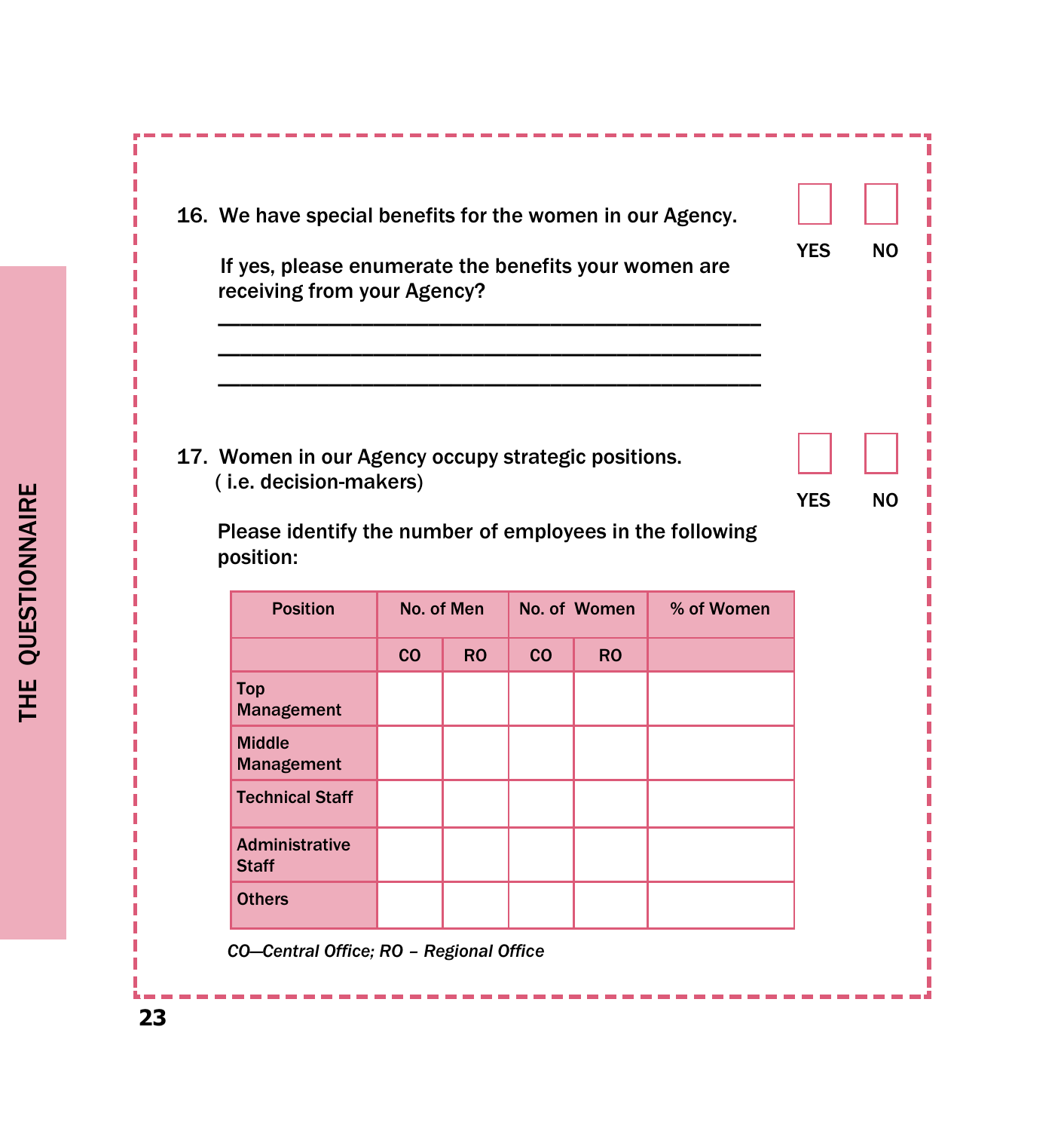16. We have special benefits for the women in our Agency. ☐ YES ☐ NO

    If yes, please enumerate the benefits your women are receiving from your Agency?

    ______________________________________________

    ______________________________________________

    ______________________________________________

17. Women in our Agency occupy strategic positions. ( i.e. decision-makers) ☐ YES ☐ NO

    Please identify the number of employees in the following position:

| Position | No. of Men | | No. of Women | | % of Women |
|---|---|---|---|---|---|
| | CO | RO | CO | RO | |
| Top Management | | | | | |
| Middle Management | | | | | |
| Technical Staff | | | | | |
| Administrative Staff | | | | | |
| Others | | | | | |

*CO—Central Office; RO – Regional Office*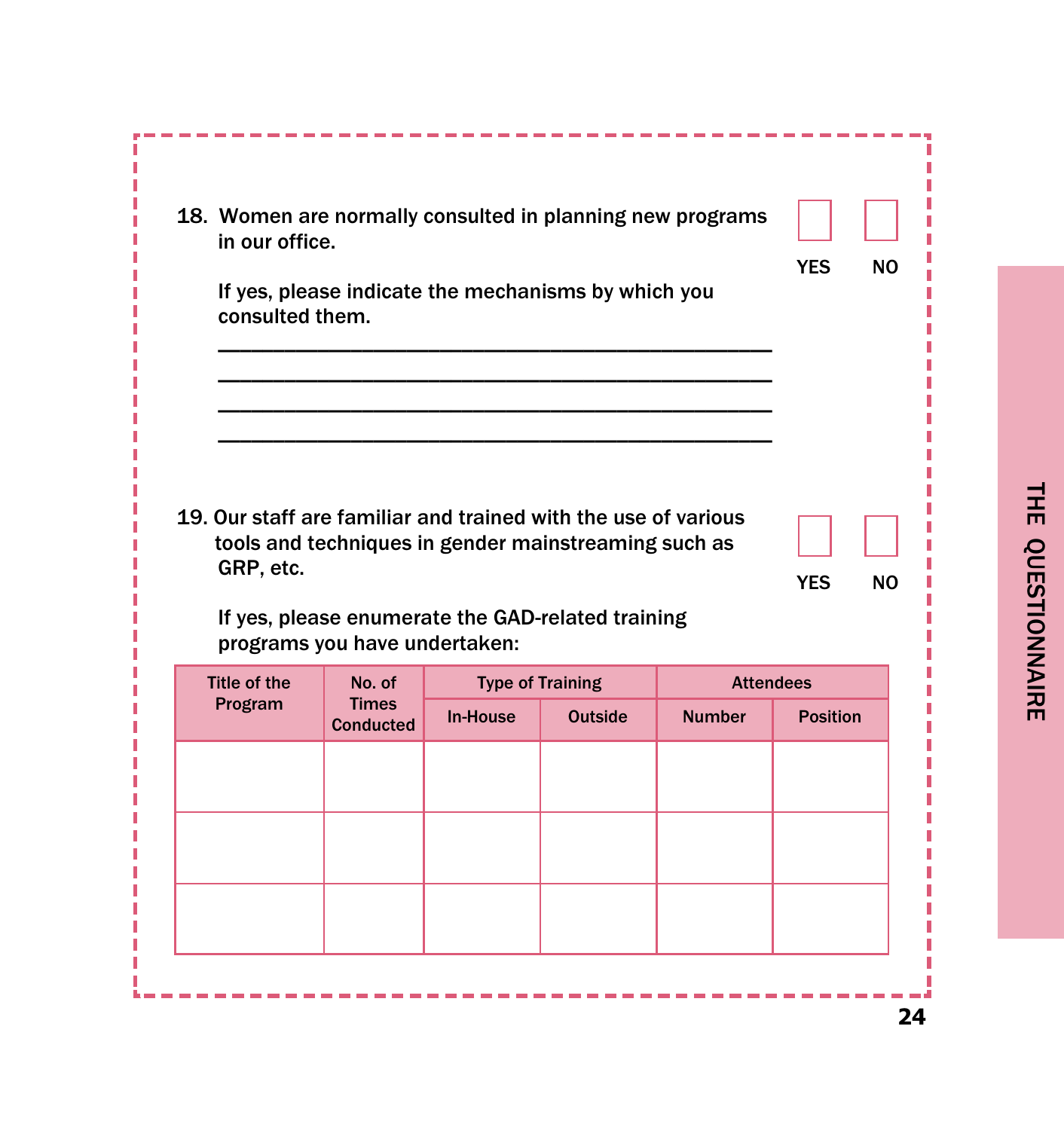18. Women are normally consulted in planning new programs in our office.

☐ YES ☐ NO

If yes, please indicate the mechanisms by which you consulted them.

\_\_\_\_\_\_\_\_\_\_\_\_\_\_\_\_\_\_\_\_\_\_\_\_\_\_\_\_\_\_\_\_\_\_\_\_\_\_\_\_\_\_\_\_\_\_\_\_

\_\_\_\_\_\_\_\_\_\_\_\_\_\_\_\_\_\_\_\_\_\_\_\_\_\_\_\_\_\_\_\_\_\_\_\_\_\_\_\_\_\_\_\_\_\_\_\_

\_\_\_\_\_\_\_\_\_\_\_\_\_\_\_\_\_\_\_\_\_\_\_\_\_\_\_\_\_\_\_\_\_\_\_\_\_\_\_\_\_\_\_\_\_\_\_\_

\_\_\_\_\_\_\_\_\_\_\_\_\_\_\_\_\_\_\_\_\_\_\_\_\_\_\_\_\_\_\_\_\_\_\_\_\_\_\_\_\_\_\_\_\_\_\_\_

19. Our staff are familiar and trained with the use of various tools and techniques in gender mainstreaming such as GRP, etc.

☐ YES ☐ NO

If yes, please enumerate the GAD-related training programs you have undertaken:

| Title of the Program | No. of Times Conducted | Type of Training | | Attendees | |
|---|---|---|---|---|---|
| | | In-House | Outside | Number | Position |
| | | | | | |
| | | | | | |
| | | | | | |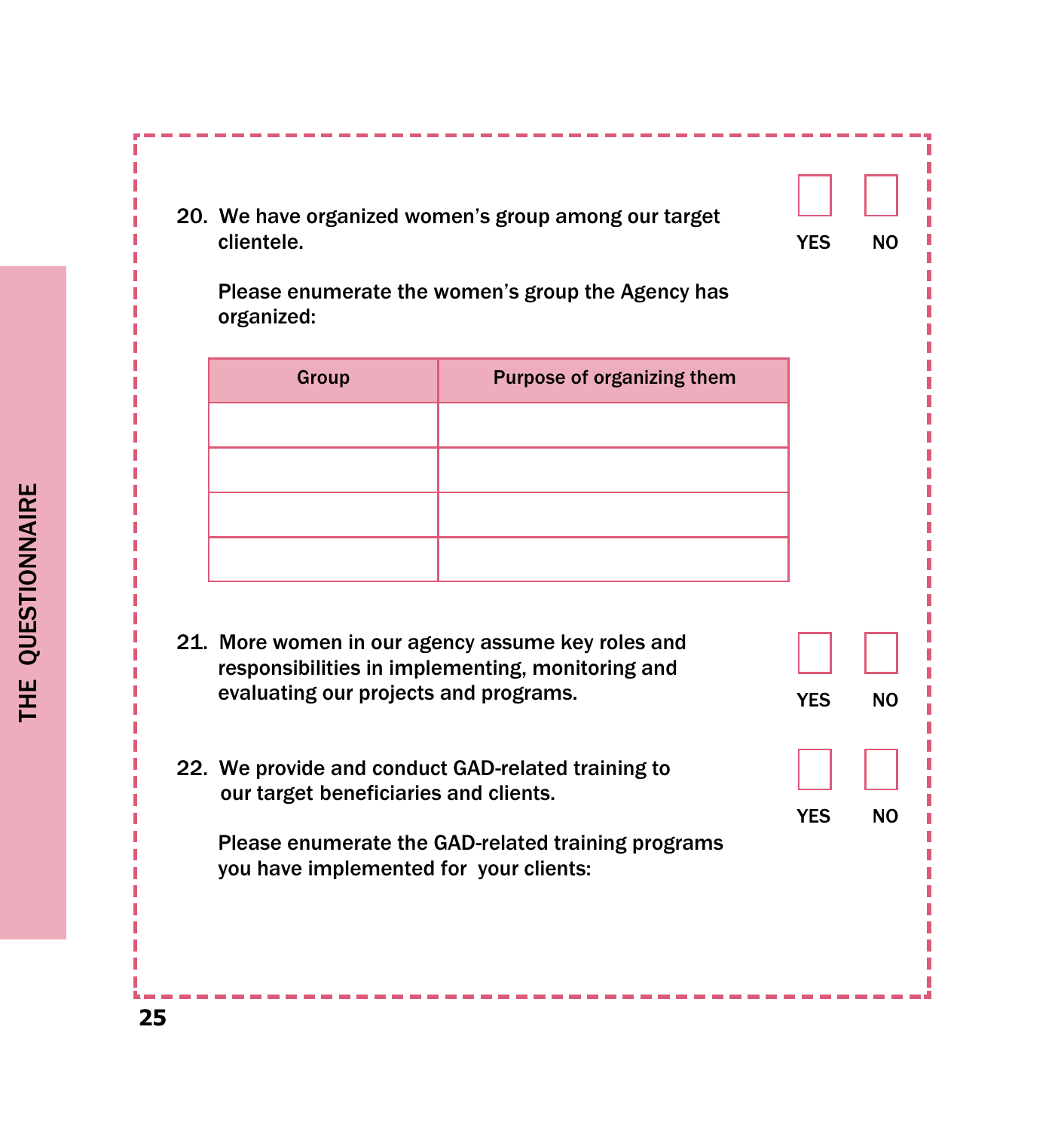20. We have organized women's group among our target clientele.

☐ YES ☐ NO

Please enumerate the women's group the Agency has organized:

| Group | Purpose of organizing them |
|---|---|
| | |
| | |
| | |
| | |

21. More women in our agency assume key roles and responsibilities in implementing, monitoring and evaluating our projects and programs.

☐ YES ☐ NO

22. We provide and conduct GAD-related training to our target beneficiaries and clients.

☐ YES ☐ NO

Please enumerate the GAD-related training programs you have implemented for your clients: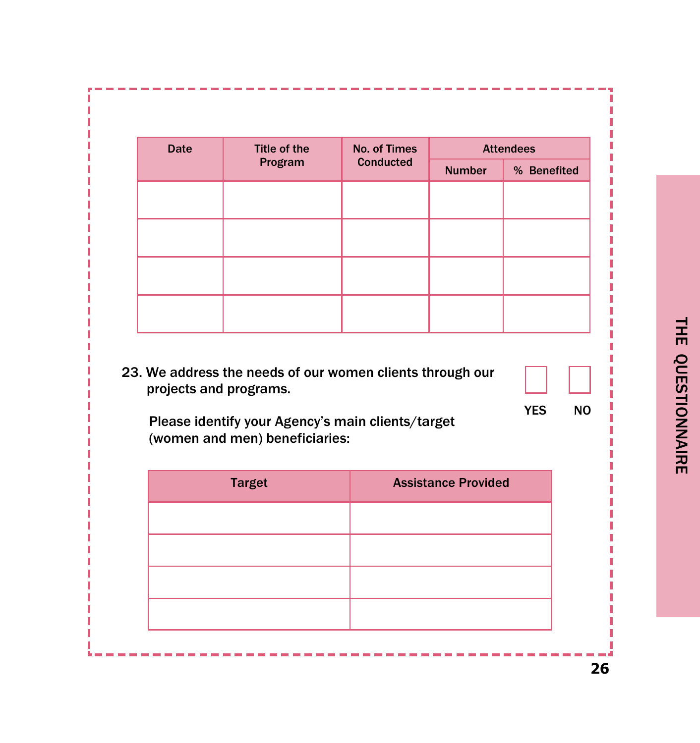| Date | Title of the Program | No. of Times Conducted | Attendees | |
|---|---|---|---|---|
| | | | Number | % Benefited |
| | | | | |
| | | | | |
| | | | | |
| | | | | |

23. We address the needs of our women clients through our projects and programs.

☐ YES ☐ NO

Please identify your Agency's main clients/target (women and men) beneficiaries:

| Target | Assistance Provided |
|---|---|
| | |
| | |
| | |
| | |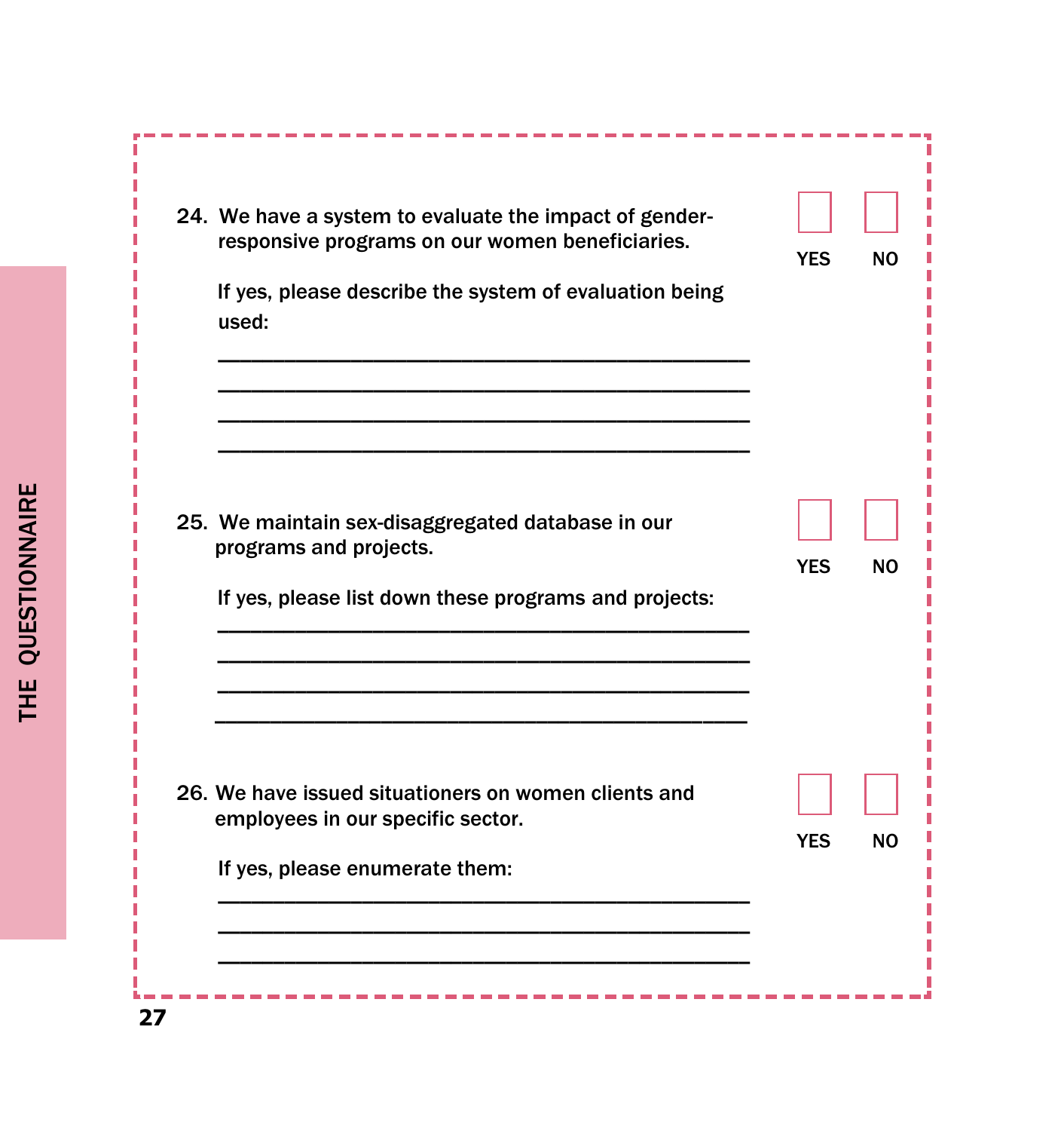24. We have a system to evaluate the impact of gender-responsive programs on our women beneficiaries.

☐ YES ☐ NO

If yes, please describe the system of evaluation being used:

\_\_\_\_\_\_\_\_\_\_\_\_\_\_\_\_\_\_\_\_\_\_\_\_\_\_\_\_\_\_\_\_\_\_\_\_\_\_\_\_\_\_\_\_

\_\_\_\_\_\_\_\_\_\_\_\_\_\_\_\_\_\_\_\_\_\_\_\_\_\_\_\_\_\_\_\_\_\_\_\_\_\_\_\_\_\_\_\_

\_\_\_\_\_\_\_\_\_\_\_\_\_\_\_\_\_\_\_\_\_\_\_\_\_\_\_\_\_\_\_\_\_\_\_\_\_\_\_\_\_\_\_\_

\_\_\_\_\_\_\_\_\_\_\_\_\_\_\_\_\_\_\_\_\_\_\_\_\_\_\_\_\_\_\_\_\_\_\_\_\_\_\_\_\_\_\_\_

25. We maintain sex-disaggregated database in our programs and projects.

☐ YES ☐ NO

If yes, please list down these programs and projects:

\_\_\_\_\_\_\_\_\_\_\_\_\_\_\_\_\_\_\_\_\_\_\_\_\_\_\_\_\_\_\_\_\_\_\_\_\_\_\_\_\_\_\_\_

\_\_\_\_\_\_\_\_\_\_\_\_\_\_\_\_\_\_\_\_\_\_\_\_\_\_\_\_\_\_\_\_\_\_\_\_\_\_\_\_\_\_\_\_

\_\_\_\_\_\_\_\_\_\_\_\_\_\_\_\_\_\_\_\_\_\_\_\_\_\_\_\_\_\_\_\_\_\_\_\_\_\_\_\_\_\_\_\_

\_\_\_\_\_\_\_\_\_\_\_\_\_\_\_\_\_\_\_\_\_\_\_\_\_\_\_\_\_\_\_\_\_\_\_\_\_\_\_\_\_\_\_\_

26. We have issued situationers on women clients and employees in our specific sector.

☐ YES ☐ NO

If yes, please enumerate them:

\_\_\_\_\_\_\_\_\_\_\_\_\_\_\_\_\_\_\_\_\_\_\_\_\_\_\_\_\_\_\_\_\_\_\_\_\_\_\_\_\_\_\_\_

\_\_\_\_\_\_\_\_\_\_\_\_\_\_\_\_\_\_\_\_\_\_\_\_\_\_\_\_\_\_\_\_\_\_\_\_\_\_\_\_\_\_\_\_

\_\_\_\_\_\_\_\_\_\_\_\_\_\_\_\_\_\_\_\_\_\_\_\_\_\_\_\_\_\_\_\_\_\_\_\_\_\_\_\_\_\_\_\_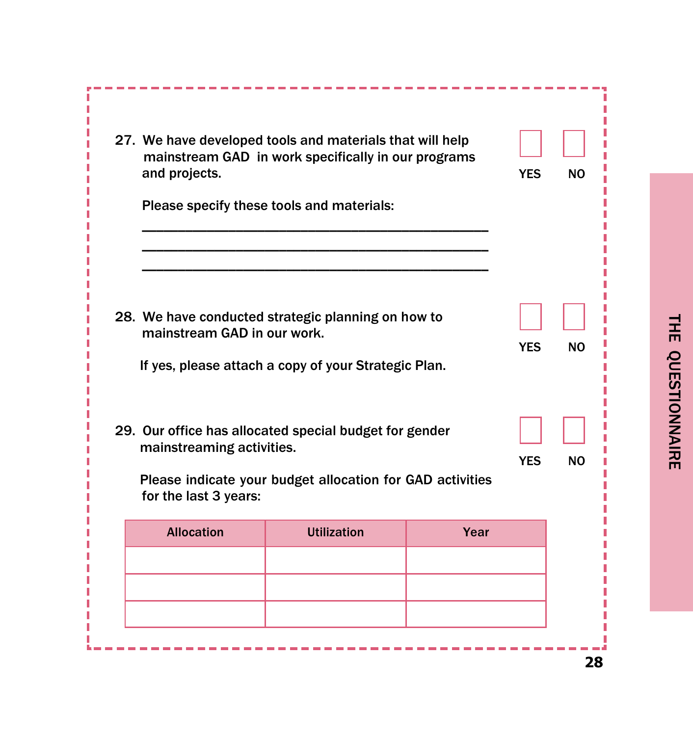27. We have developed tools and materials that will help mainstream GAD in work specifically in our programs and projects.

☐ YES ☐ NO

Please specify these tools and materials:

_______________________________________________

_______________________________________________

_______________________________________________

28. We have conducted strategic planning on how to mainstream GAD in our work.

☐ YES ☐ NO

If yes, please attach a copy of your Strategic Plan.

29. Our office has allocated special budget for gender mainstreaming activities.

☐ YES ☐ NO

Please indicate your budget allocation for GAD activities for the last 3 years:

| Allocation | Utilization | Year |
| --- | --- | --- |
| | | |
| | | |
| | | |

THE QUESTIONNAIRE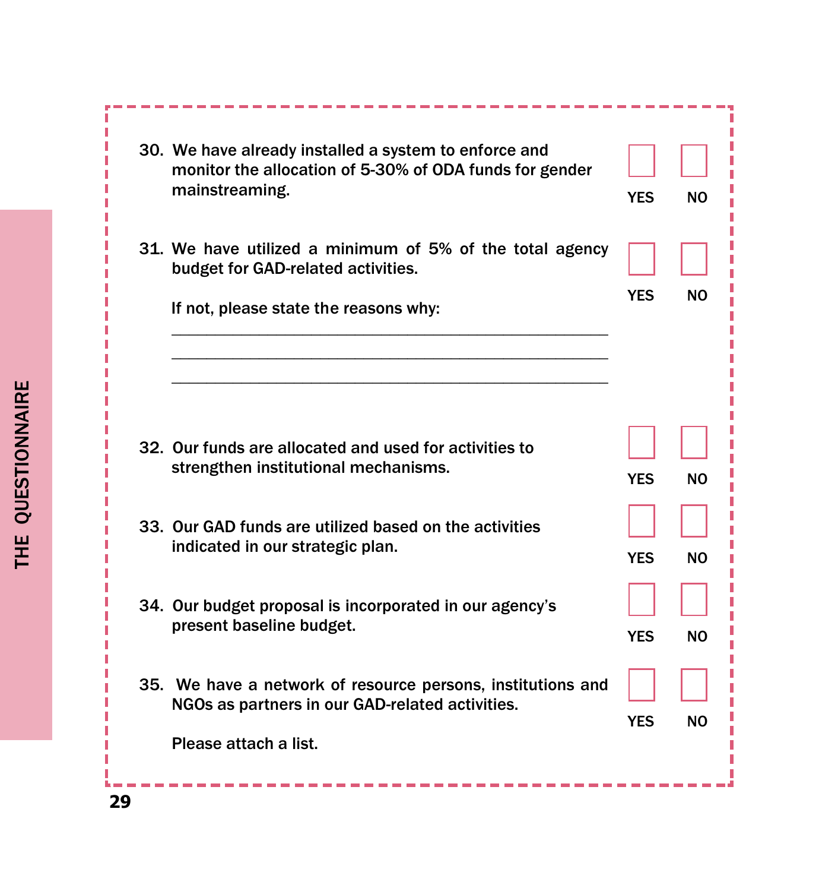30. We have already installed a system to enforce and monitor the allocation of 5-30% of ODA funds for gender mainstreaming.

    ☐ YES ☐ NO

31. We have utilized a minimum of 5% of the total agency budget for GAD-related activities.

    ☐ YES ☐ NO

    If not, please state the reasons why:

    ______________________________________________

    ______________________________________________

    ______________________________________________

32. Our funds are allocated and used for activities to strengthen institutional mechanisms.

    ☐ YES ☐ NO

33. Our GAD funds are utilized based on the activities indicated in our strategic plan.

    ☐ YES ☐ NO

34. Our budget proposal is incorporated in our agency's present baseline budget.

    ☐ YES ☐ NO

35. We have a network of resource persons, institutions and NGOs as partners in our GAD-related activities.

    ☐ YES ☐ NO

    Please attach a list.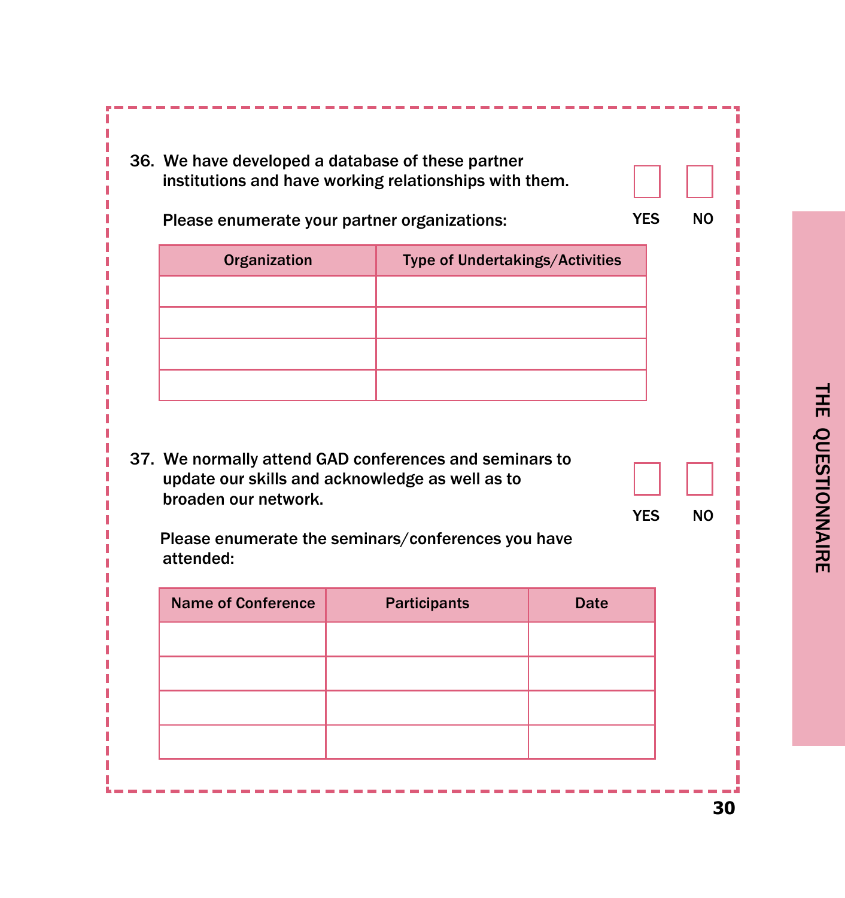36. We have developed a database of these partner institutions and have working relationships with them.

☐ YES ☐ NO

Please enumerate your partner organizations:

| Organization | Type of Undertakings/Activities |
|---|---|
| | |
| | |
| | |
| | |

37. We normally attend GAD conferences and seminars to update our skills and acknowledge as well as to broaden our network.

☐ YES ☐ NO

Please enumerate the seminars/conferences you have attended:

| Name of Conference | Participants | Date |
|---|---|---|
| | | |
| | | |
| | | |
| | | |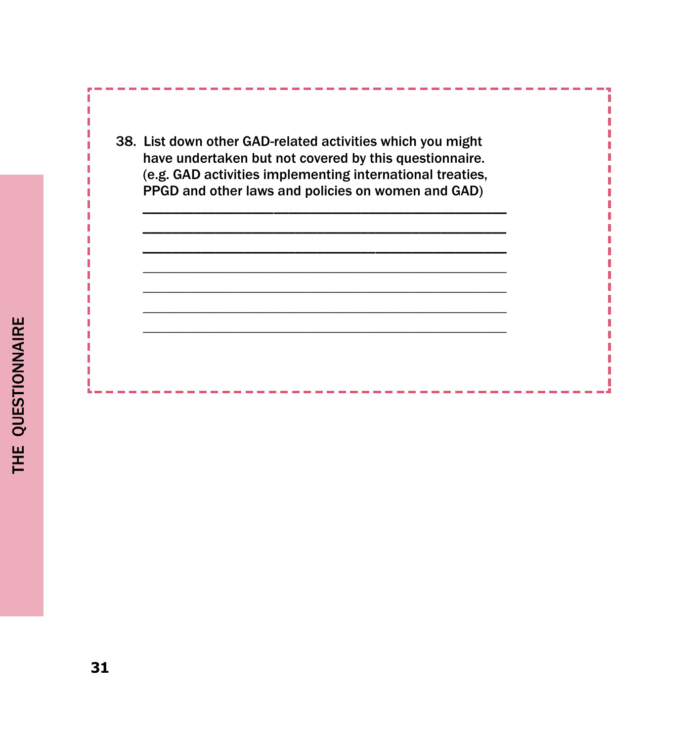38. List down other GAD-related activities which you might have undertaken but not covered by this questionnaire. (e.g. GAD activities implementing international treaties, PPGD and other laws and policies on women and GAD)

_______________________________________________

_______________________________________________

_______________________________________________

_______________________________________________

_______________________________________________

_______________________________________________

_______________________________________________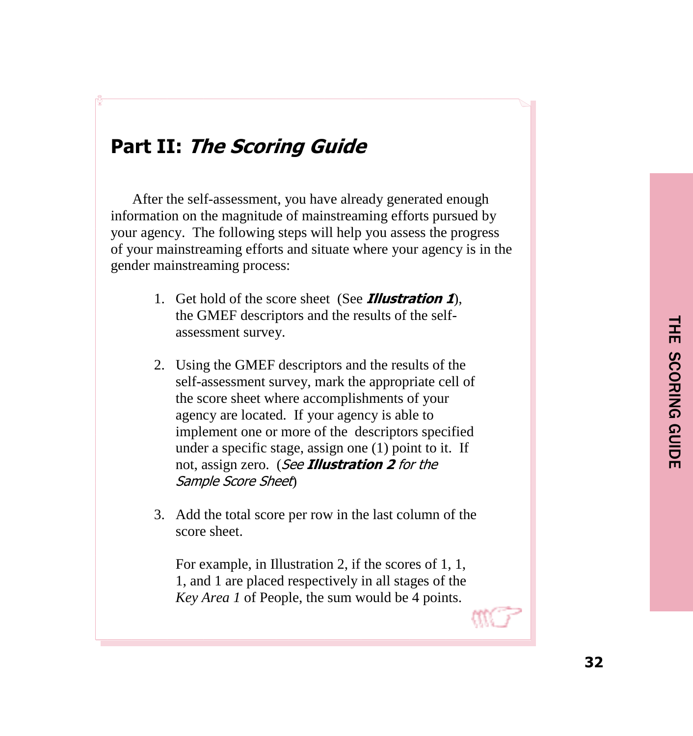# Part II: *The Scoring Guide*

After the self-assessment, you have already generated enough information on the magnitude of mainstreaming efforts pursued by your agency. The following steps will help you assess the progress of your mainstreaming efforts and situate where your agency is in the gender mainstreaming process:

1. Get hold of the score sheet (See ***Illustration 1***), the GMEF descriptors and the results of the self-assessment survey.

2. Using the GMEF descriptors and the results of the self-assessment survey, mark the appropriate cell of the score sheet where accomplishments of your agency are located. If your agency is able to implement one or more of the descriptors specified under a specific stage, assign one (1) point to it. If not, assign zero. (*See* ***Illustration 2*** *for the Sample Score Sheet*)

3. Add the total score per row in the last column of the score sheet.

   For example, in Illustration 2, if the scores of 1, 1, 1, and 1 are placed respectively in all stages of the *Key Area 1* of People, the sum would be 4 points.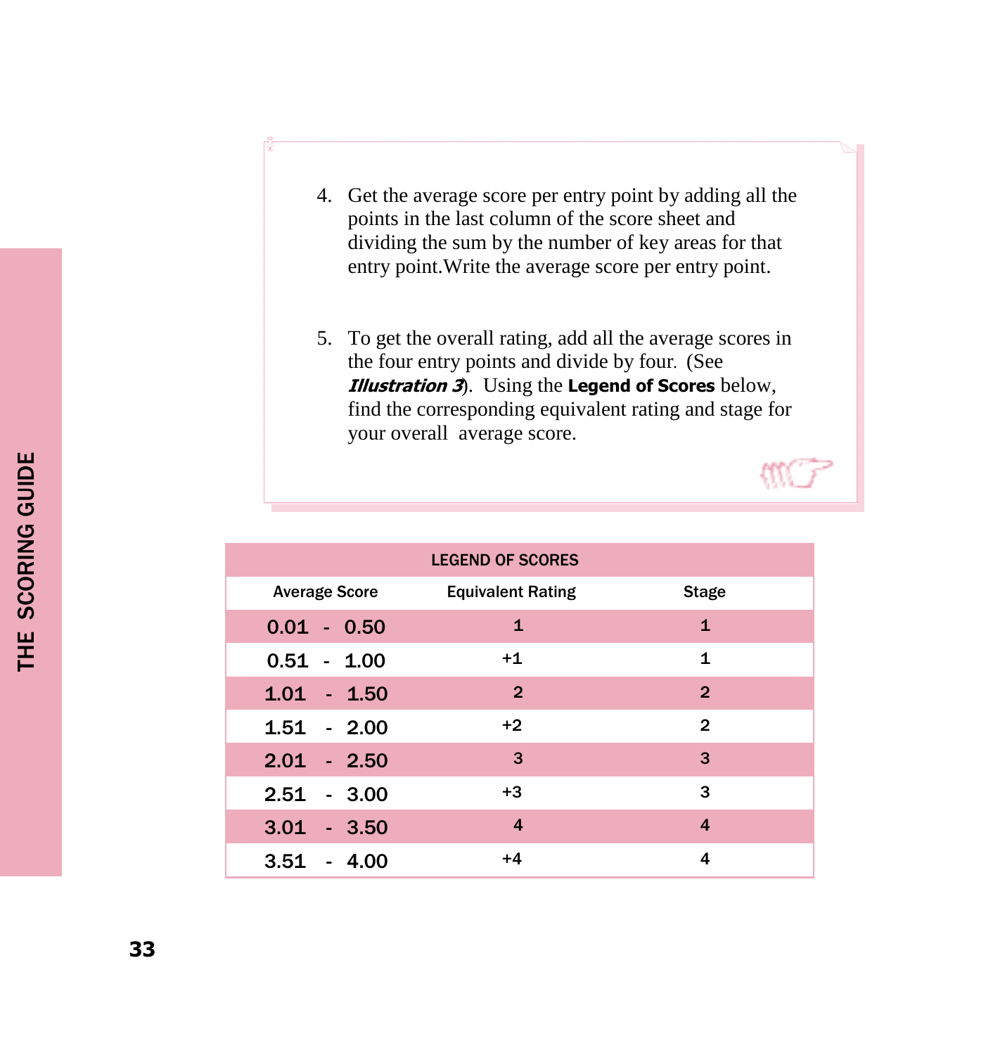4. Get the average score per entry point by adding all the points in the last column of the score sheet and dividing the sum by the number of key areas for that entry point.Write the average score per entry point.

5. To get the overall rating, add all the average scores in the four entry points and divide by four. (See ***Illustration 3***). Using the **Legend of Scores** below, find the corresponding equivalent rating and stage for your overall average score.

| LEGEND OF SCORES | | |
|---|---|---|
| Average Score | Equivalent Rating | Stage |
| 0.01 - 0.50 | 1 | 1 |
| 0.51 - 1.00 | +1 | 1 |
| 1.01 - 1.50 | 2 | 2 |
| 1.51 - 2.00 | +2 | 2 |
| 2.01 - 2.50 | 3 | 3 |
| 2.51 - 3.00 | +3 | 3 |
| 3.01 - 3.50 | 4 | 4 |
| 3.51 - 4.00 | +4 | 4 |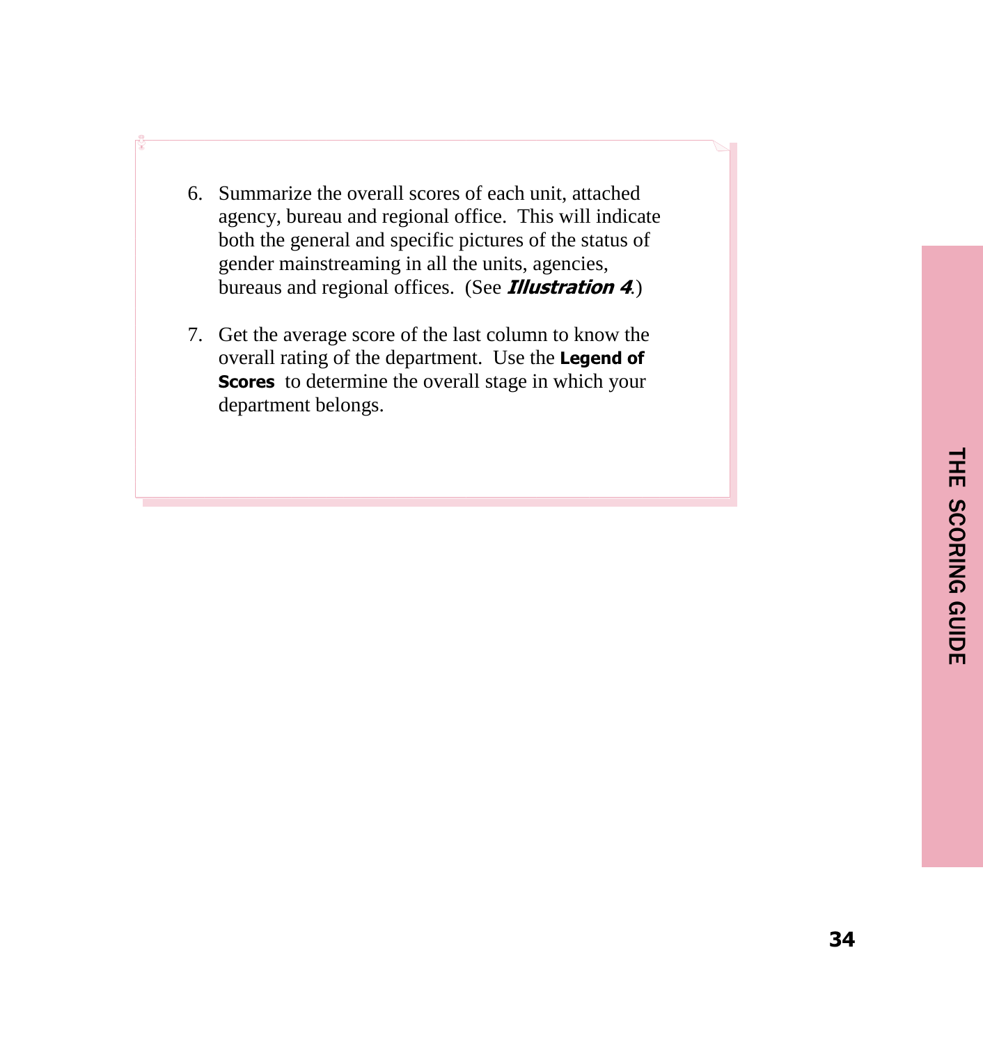6. Summarize the overall scores of each unit, attached agency, bureau and regional office. This will indicate both the general and specific pictures of the status of gender mainstreaming in all the units, agencies, bureaus and regional offices. (See ***Illustration 4***.)

7. Get the average score of the last column to know the overall rating of the department. Use the **Legend of Scores** to determine the overall stage in which your department belongs.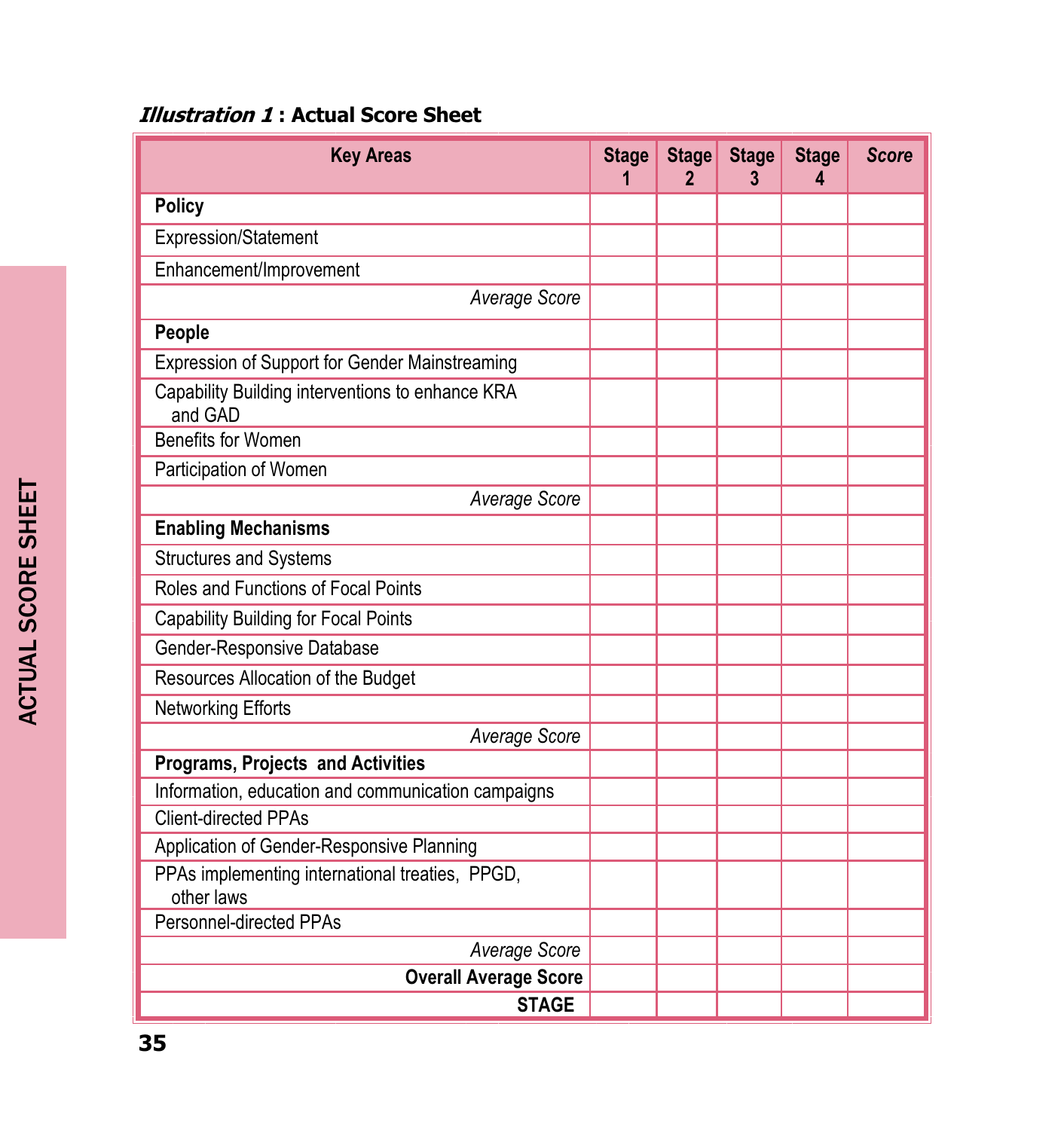***Illustration 1* : Actual Score Sheet**

| Key Areas | Stage 1 | Stage 2 | Stage 3 | Stage 4 | *Score* |
|---|---|---|---|---|---|
| **Policy** | | | | | |
| Expression/Statement | | | | | |
| Enhancement/Improvement | | | | | |
| *Average Score* | | | | | |
| **People** | | | | | |
| Expression of Support for Gender Mainstreaming | | | | | |
| Capability Building interventions to enhance KRA and GAD | | | | | |
| Benefits for Women | | | | | |
| Participation of Women | | | | | |
| *Average Score* | | | | | |
| **Enabling Mechanisms** | | | | | |
| Structures and Systems | | | | | |
| Roles and Functions of Focal Points | | | | | |
| Capability Building for Focal Points | | | | | |
| Gender-Responsive Database | | | | | |
| Resources Allocation of the Budget | | | | | |
| Networking Efforts | | | | | |
| *Average Score* | | | | | |
| **Programs, Projects and Activities** | | | | | |
| Information, education and communication campaigns | | | | | |
| Client-directed PPAs | | | | | |
| Application of Gender-Responsive Planning | | | | | |
| PPAs implementing international treaties, PPGD, other laws | | | | | |
| Personnel-directed PPAs | | | | | |
| *Average Score* | | | | | |
| **Overall Average Score** | | | | | |
| **STAGE** | | | | | |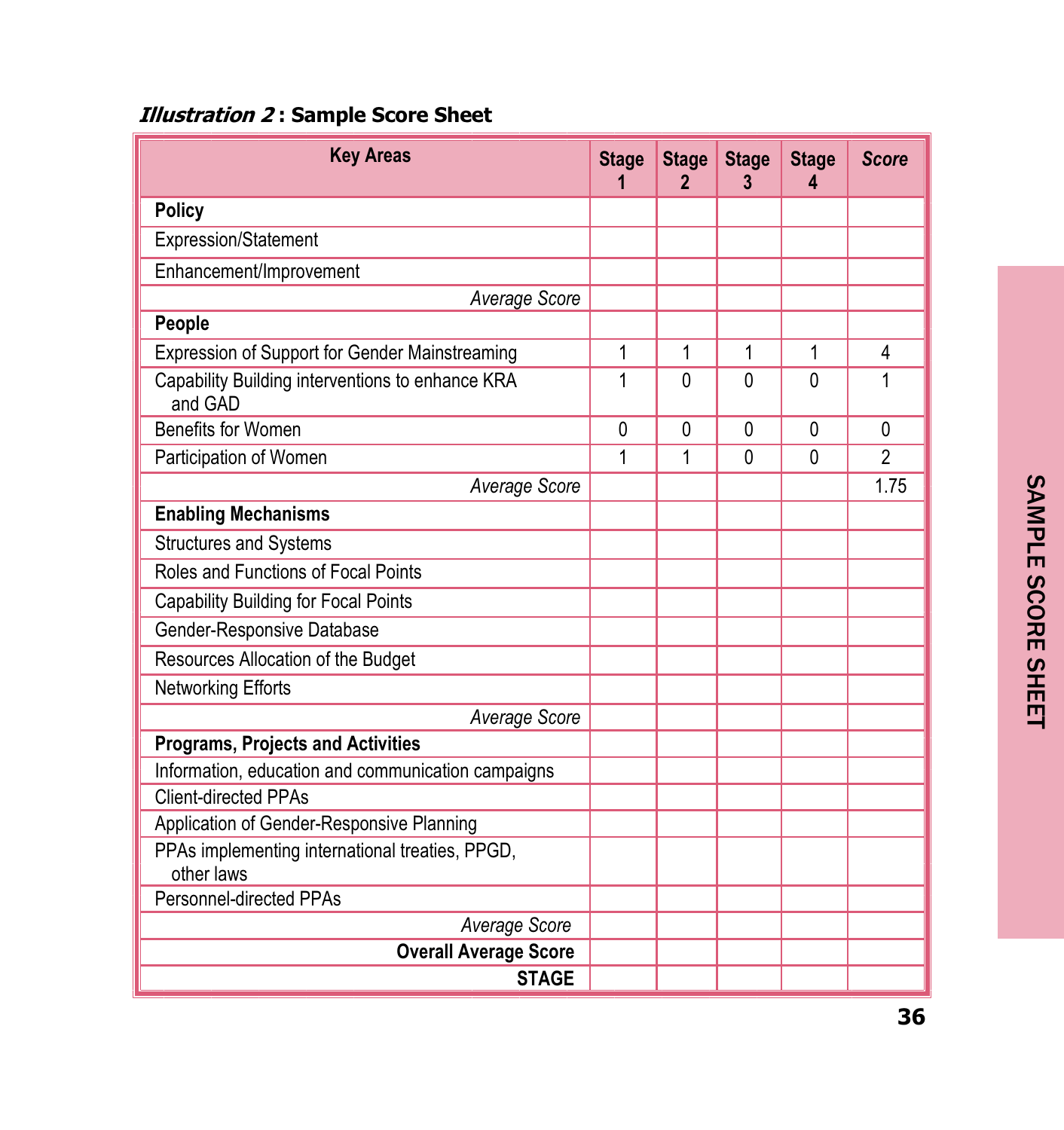*Illustration 2* **: Sample Score Sheet**

| Key Areas | Stage 1 | Stage 2 | Stage 3 | Stage 4 | *Score* |
|---|---|---|---|---|---|
| **Policy** | | | | | |
| Expression/Statement | | | | | |
| Enhancement/Improvement | | | | | |
| *Average Score* | | | | | |
| **People** | | | | | |
| Expression of Support for Gender Mainstreaming | 1 | 1 | 1 | 1 | 4 |
| Capability Building interventions to enhance KRA and GAD | 1 | 0 | 0 | 0 | 1 |
| Benefits for Women | 0 | 0 | 0 | 0 | 0 |
| Participation of Women | 1 | 1 | 0 | 0 | 2 |
| *Average Score* | | | | | 1.75 |
| **Enabling Mechanisms** | | | | | |
| Structures and Systems | | | | | |
| Roles and Functions of Focal Points | | | | | |
| Capability Building for Focal Points | | | | | |
| Gender-Responsive Database | | | | | |
| Resources Allocation of the Budget | | | | | |
| Networking Efforts | | | | | |
| *Average Score* | | | | | |
| **Programs, Projects and Activities** | | | | | |
| Information, education and communication campaigns | | | | | |
| Client-directed PPAs | | | | | |
| Application of Gender-Responsive Planning | | | | | |
| PPAs implementing international treaties, PPGD, other laws | | | | | |
| Personnel-directed PPAs | | | | | |
| *Average Score* | | | | | |
| **Overall Average Score** | | | | | |
| **STAGE** | | | | | |

SAMPLE SCORE SHEET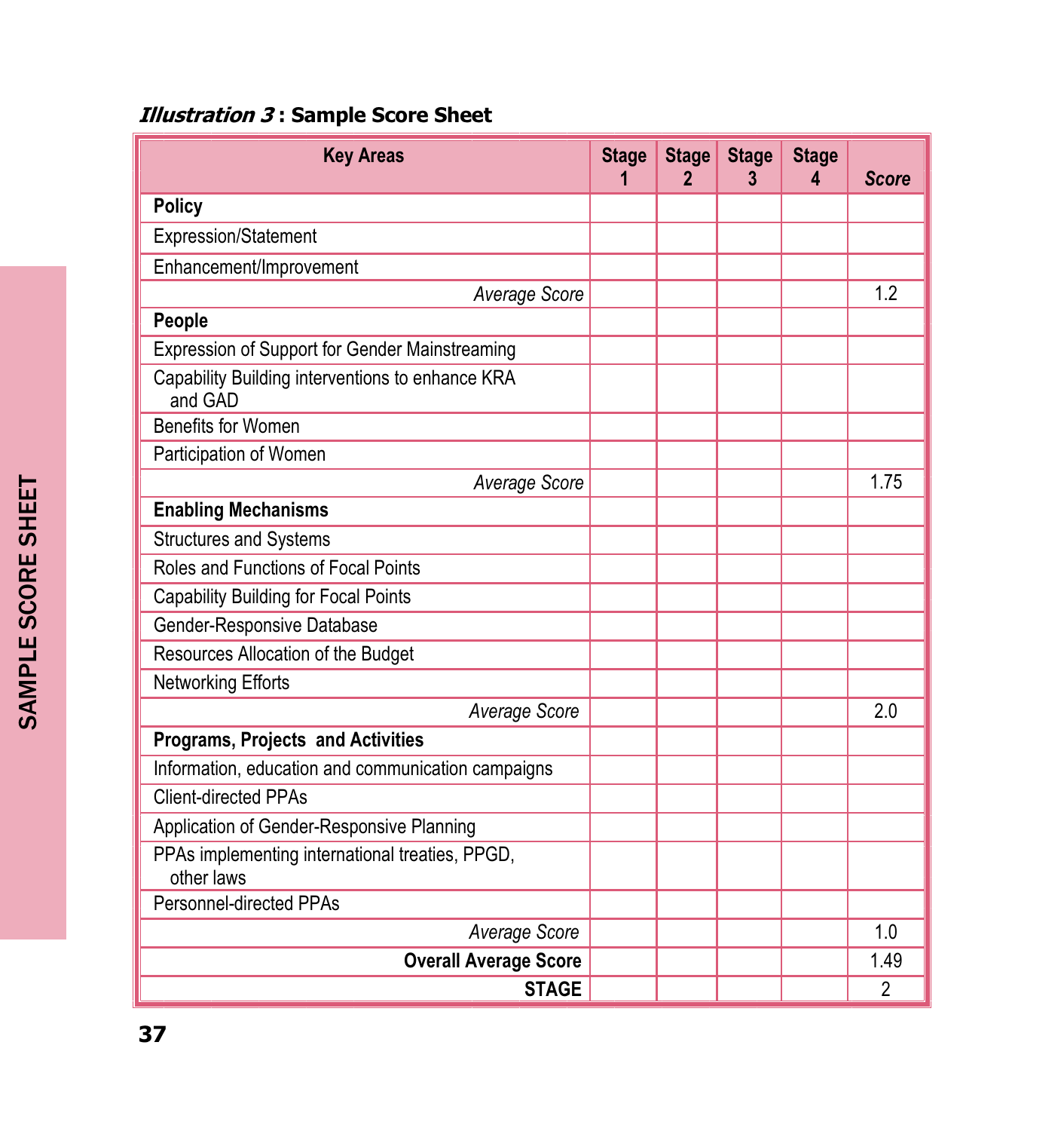***Illustration 3* : Sample Score Sheet**

| Key Areas | Stage 1 | Stage 2 | Stage 3 | Stage 4 | *Score* |
|---|---|---|---|---|---|
| **Policy** | | | | | |
| Expression/Statement | | | | | |
| Enhancement/Improvement | | | | | |
| *Average Score* | | | | | 1.2 |
| **People** | | | | | |
| Expression of Support for Gender Mainstreaming | | | | | |
| Capability Building interventions to enhance KRA and GAD | | | | | |
| Benefits for Women | | | | | |
| Participation of Women | | | | | |
| *Average Score* | | | | | 1.75 |
| **Enabling Mechanisms** | | | | | |
| Structures and Systems | | | | | |
| Roles and Functions of Focal Points | | | | | |
| Capability Building for Focal Points | | | | | |
| Gender-Responsive Database | | | | | |
| Resources Allocation of the Budget | | | | | |
| Networking Efforts | | | | | |
| *Average Score* | | | | | 2.0 |
| **Programs, Projects and Activities** | | | | | |
| Information, education and communication campaigns | | | | | |
| Client-directed PPAs | | | | | |
| Application of Gender-Responsive Planning | | | | | |
| PPAs implementing international treaties, PPGD, other laws | | | | | |
| Personnel-directed PPAs | | | | | |
| *Average Score* | | | | | 1.0 |
| **Overall Average Score** | | | | | 1.49 |
| **STAGE** | | | | | 2 |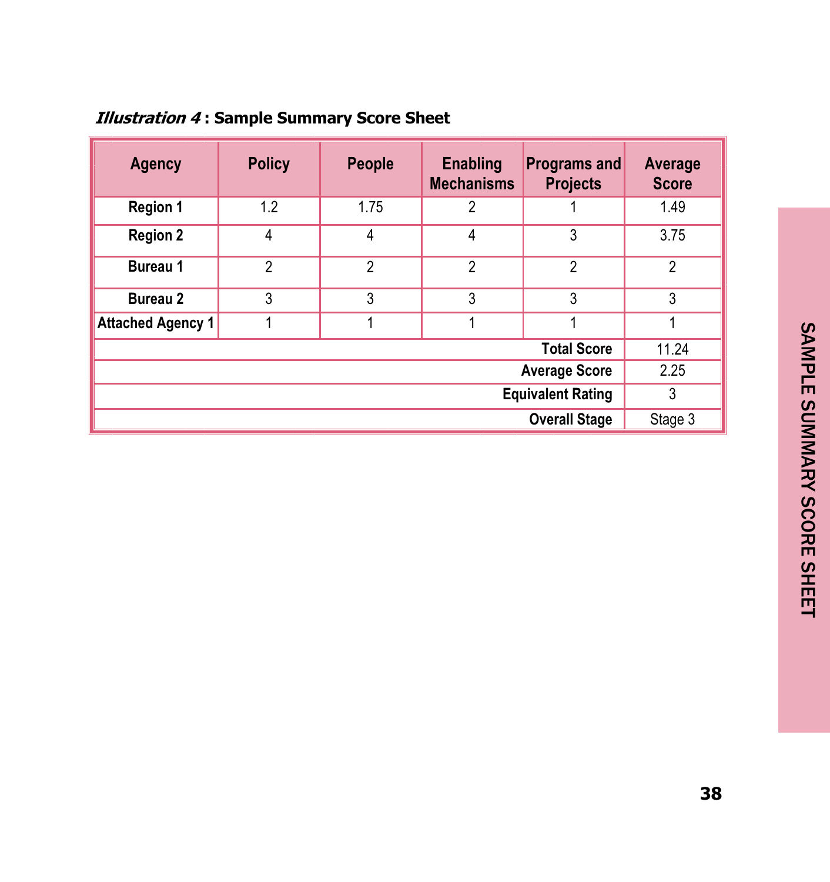***Illustration 4* : Sample Summary Score Sheet**

| Agency | Policy | People | Enabling Mechanisms | Programs and Projects | Average Score |
|---|---|---|---|---|---|
| **Region 1** | 1.2 | 1.75 | 2 | 1 | 1.49 |
| **Region 2** | 4 | 4 | 4 | 3 | 3.75 |
| **Bureau 1** | 2 | 2 | 2 | 2 | 2 |
| **Bureau 2** | 3 | 3 | 3 | 3 | 3 |
| **Attached Agency 1** | 1 | 1 | 1 | 1 | 1 |
| | | | | **Total Score** | 11.24 |
| | | | | **Average Score** | 2.25 |
| | | | | **Equivalent Rating** | 3 |
| | | | | **Overall Stage** | Stage 3 |

SAMPLE SUMMARY SCORE SHEET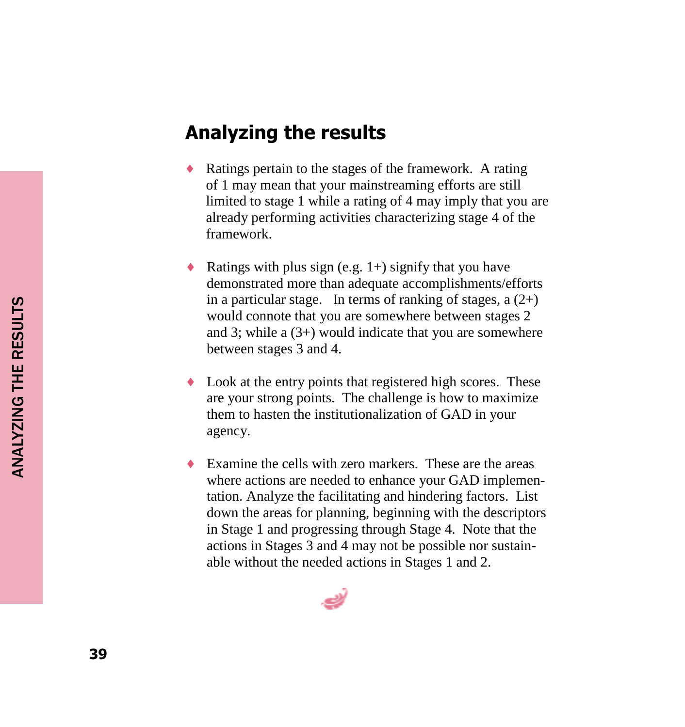## Analyzing the results

- Ratings pertain to the stages of the framework. A rating of 1 may mean that your mainstreaming efforts are still limited to stage 1 while a rating of 4 may imply that you are already performing activities characterizing stage 4 of the framework.

- Ratings with plus sign (e.g. 1+) signify that you have demonstrated more than adequate accomplishments/efforts in a particular stage. In terms of ranking of stages, a (2+) would connote that you are somewhere between stages 2 and 3; while a (3+) would indicate that you are somewhere between stages 3 and 4.

- Look at the entry points that registered high scores. These are your strong points. The challenge is how to maximize them to hasten the institutionalization of GAD in your agency.

- Examine the cells with zero markers. These are the areas where actions are needed to enhance your GAD implementation. Analyze the facilitating and hindering factors. List down the areas for planning, beginning with the descriptors in Stage 1 and progressing through Stage 4. Note that the actions in Stages 3 and 4 may not be possible nor sustainable without the needed actions in Stages 1 and 2.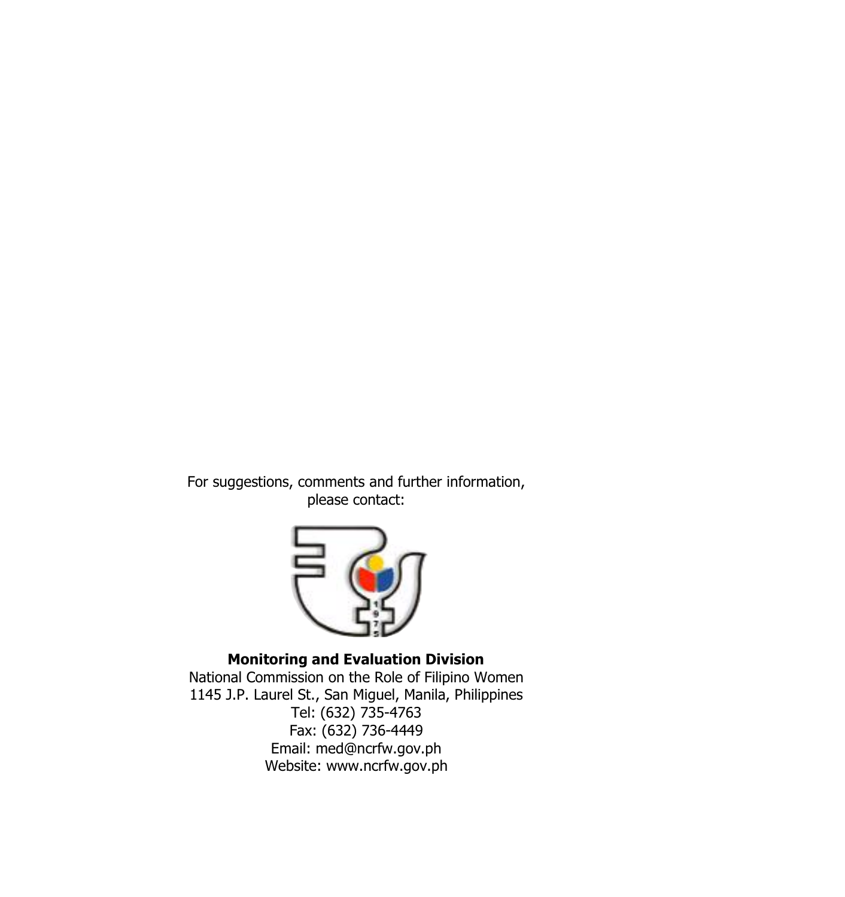For suggestions, comments and further information,
please contact:

**Monitoring and Evaluation Division**
National Commission on the Role of Filipino Women
1145 J.P. Laurel St., San Miguel, Manila, Philippines
Tel: (632) 735-4763
Fax: (632) 736-4449
Email: med@ncrfw.gov.ph
Website: www.ncrfw.gov.ph